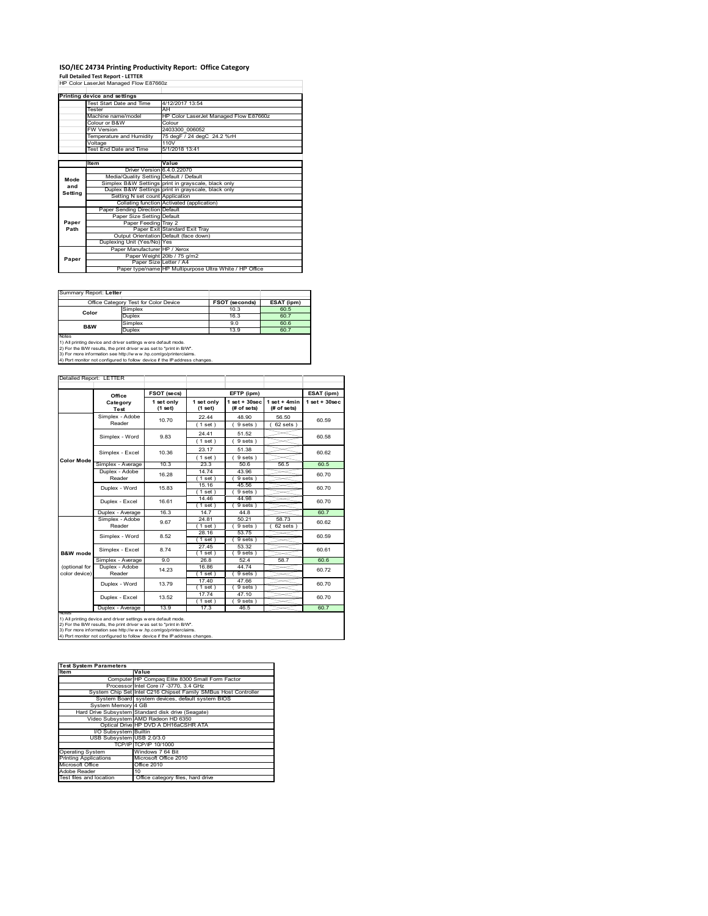# ISO/IEC 24734 Printing Productivity Report: Office Category

**Full Detailed Test Report - LETTER**

HP Color LaserJet Managed Flow E87660z

| Printing device and settings | |
|---|---|
| Test Start Date and Time | 4/12/2017 13:54 |
| Tester | AH |
| Machine name/model | HP Color LaserJet Managed Flow E87660z |
| Colour or B&W | Colour |
| FW Version | 2403300_006052 |
| Temperature and Humidity | 75 degF / 24 degC 24.2 %rH |
| Voltage | 110V |
| Test End Date and Time | 5/1/2018 13:41 |

| | Item | Value |
|---|---|---|
| Mode and Setting | Driver Version | 6.4.0.22070 |
| | Media/Quality Setting | Default / Default |
| | Simplex B&W Settings | print in grayscale, black only |
| | Duplex B&W Settings | print in grayscale, black only |
| | Setting N set count | Application |
| | Collating function | Activated (application) |
| Paper Path | Paper Sending Direction | Default |
| | Paper Size Setting | Default |
| | Paper Feeding | Tray 2 |
| | Paper Exit | Standard Exit Tray |
| | Output Orientation | Default (face down) |
| | Duplexing Unit (Yes/No) | Yes |
| Paper | Paper Manufacturer | HP / Xerox |
| | Paper Weight | 20lb / 75 g/m2 |
| | Paper Size | Letter / A4 |
| | Paper type/name | HP Multipurpose Ultra White / HP Office |

Summary Report: **Letter**

| Office Category Test for Color Device | | FSOT (seconds) | ESAT (ipm) |
|---|---|---|---|
| Color | Simplex | 10.3 | 60.5 |
| | Duplex | 16.3 | 60.7 |
| B&W | Simplex | 9.0 | 60.6 |
| | Duplex | 13.9 | 60.7 |

Notes
1) All printing device and driver settings were default mode.
2) For the B/W results, the print driver was set to "print in B/W".
3) For more information see http://www.hp.com/go/printerclaims.
4) Port monitor not configured to follow device if the IP address changes.

Detailed Report: LETTER

| | Office Category Test | FSOT (secs) 1 set only (1 set) | EFTP (ipm) 1 set only (1 set) | EFTP (ipm) 1 set + 30sec (# of sets) | EFTP (ipm) 1 set + 4min (# of sets) | ESAT (ipm) 1 set + 30sec |
|---|---|---|---|---|---|---|
| Color Mode | Simplex - Adobe Reader | 10.70 | 22.44 (1 set) | 48.90 (9 sets) | 56.50 (62 sets) | 60.59 |
| | Simplex - Word | 9.83 | 24.41 (1 set) | 51.52 (9 sets) | | 60.58 |
| | Simplex - Excel | 10.36 | 23.17 (1 set) | 51.38 (9 sets) | | 60.62 |
| | Simplex - Average | 10.3 | 23.3 | 50.6 | 56.5 | 60.5 |
| | Duplex - Adobe Reader | 16.28 | 14.74 (1 set) | 43.96 (9 sets) | | 60.70 |
| | Duplex - Word | 15.83 | 15.16 (1 set) | 45.56 (9 sets) | | 60.70 |
| | Duplex - Excel | 16.61 | 14.46 (1 set) | 44.98 (9 sets) | | 60.70 |
| | Duplex - Average | 16.3 | 14.7 | 44.8 | | 60.7 |
| B&W mode (optional for color device) | Simplex - Adobe Reader | 9.67 | 24.81 (1 set) | 50.21 (9 sets) | 58.73 (62 sets) | 60.62 |
| | Simplex - Word | 8.52 | 28.16 (1 set) | 53.75 (9 sets) | | 60.59 |
| | Simplex - Excel | 8.74 | 27.45 (1 set) | 53.32 (9 sets) | | 60.61 |
| | Simplex - Average | 9.0 | 26.8 | 52.4 | 58.7 | 60.6 |
| | Duplex - Adobe Reader | 14.23 | 16.86 (1 set) | 44.74 (9 sets) | | 60.72 |
| | Duplex - Word | 13.79 | 17.40 (1 set) | 47.66 (9 sets) | | 60.70 |
| | Duplex - Excel | 13.52 | 17.74 (1 set) | 47.10 (9 sets) | | 60.70 |
| | Duplex - Average | 13.9 | 17.3 | 46.5 | | 60.7 |

Notes
1) All printing device and driver settings were default mode.
2) For the B/W results, the print driver was set to "print in B/W".
3) For more information see http://www.hp.com/go/printerclaims.
4) Port monitor not configured to follow device if the IP address changes.

| Test System Parameters | |
|---|---|
| **Item** | **Value** |
| Computer | HP Compaq Elite 8300 Small Form Factor |
| Processor | Intel Core i7 -3770, 3.4 GHz |
| System Chip Set | Intel C216 Chipset Family SMBus Host Controller |
| System Board | system devices, default system BIOS |
| System Memory | 4 GB |
| Hard Drive Subsystem | Standard disk drive (Seagate) |
| Video Subsystem | AMD Radeon HD 6350 |
| Optical Drive | HP DVD A DH16aCSHR ATA |
| I/O Subsystem | Builtin |
| USB Subsystem | USB 2.0/3.0 |
| TCP/IP | TCP/IP 10/1000 |
| Operating System | Windows 7 64 Bit |
| Printing Applications | Microsoft Office 2010 |
| Microsoft Office | Office 2010 |
| Adobe Reader | 10 |
| Test files and location | Office category files, hard drive |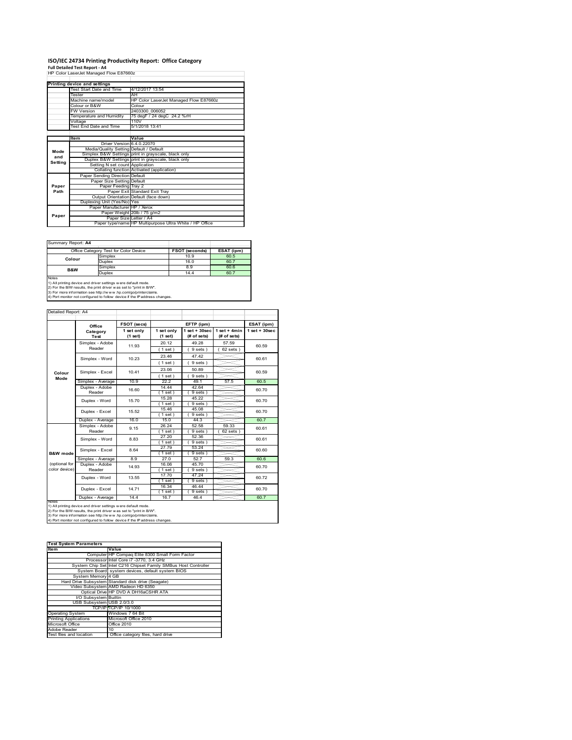# ISO/IEC 24734 Printing Productivity Report: Office Category

**Full Detailed Test Report - A4**

HP Color LaserJet Managed Flow E87660z

| Printing device and settings | |
|---|---|
| Test Start Date and Time | 4/12/2017 13:54 |
| Tester | AH |
| Machine name/model | HP Color LaserJet Managed Flow E87660z |
| Colour or B&W | Colour |
| FW Version | 2403300_006052 |
| Temperature and Humidity | 75 degF / 24 degC 24.2 %rH |
| Voltage | 110V |
| Test End Date and Time | 5/1/2018 13:41 |

| | Item | Value |
|---|---|---|
| Mode and Setting | Driver Version | 6.4.0.22070 |
| | Media/Quality Setting | Default / Default |
| | Simplex B&W Settings | print in grayscale, black only |
| | Duplex B&W Settings | print in grayscale, black only |
| | Setting N set count | Application |
| | Collating function | Activated (application) |
| Paper Path | Paper Sending Direction | Default |
| | Paper Size Setting | Default |
| | Paper Feeding | Tray 2 |
| | Paper Exit | Standard Exit Tray |
| | Output Orientation | Default (face down) |
| | Duplexing Unit (Yes/No) | Yes |
| Paper | Paper Manufacturer | HP / Xerox |
| | Paper Weight | 20lb / 75 g/m2 |
| | Paper Size | Letter / A4 |
| | Paper type/name | HP Multipurpose Ultra White / HP Office |

Summary Report: **A4**

| Office Category Test for Color Device | | FSOT (seconds) | ESAT (ipm) |
|---|---|---|---|
| Colour | Simplex | 10.9 | 60.5 |
| | Duplex | 16.0 | 60.7 |
| B&W | Simplex | 8.9 | 60.6 |
| | Duplex | 14.4 | 60.7 |

Notes
1) All printing device and driver settings were default mode.
2) For the B/W results, the print driver was set to "print in B/W".
3) For more information see http://www.hp.com/go/printerclaims.
4) Port monitor not configured to follow device if the IP address changes.

Detailed Report: A4

| | Office Category Test | FSOT (secs) 1 set only (1 set) | EFTP (ipm) 1 set only (1 set) | EFTP (ipm) 1 set + 30sec (# of sets) | EFTP (ipm) 1 set + 4min (# of sets) | ESAT (ipm) 1 set + 30sec |
|---|---|---|---|---|---|---|
| Colour Mode | Simplex - Adobe Reader | 11.93 | 20.12 (1 set) | 49.28 (9 sets) | 57.59 (62 sets) | 60.59 |
| | Simplex - Word | 10.23 | 23.46 (1 set) | 47.42 (9 sets) | | 60.61 |
| | Simplex - Excel | 10.41 | 23.06 (1 set) | 50.89 (9 sets) | | 60.59 |
| | Simplex - Average | 10.9 | 22.2 | 49.1 | 57.5 | 60.5 |
| | Duplex - Adobe Reader | 16.60 | 14.44 (1 set) | 42.64 (9 sets) | | 60.70 |
| | Duplex - Word | 15.70 | 15.28 (1 set) | 45.22 (9 sets) | | 60.70 |
| | Duplex - Excel | 15.52 | 15.46 (1 set) | 45.08 (9 sets) | | 60.70 |
| | Duplex - Average | 16.0 | 15.0 | 44.3 | | 60.7 |
| B&W mode (optional for color device) | Simplex - Adobe Reader | 9.15 | 26.24 (1 set) | 52.58 (9 sets) | 59.33 (62 sets) | 60.61 |
| | Simplex - Word | 8.83 | 27.20 (1 set) | 52.36 (9 sets) | | 60.61 |
| | Simplex - Excel | 8.64 | 27.79 (1 set) | 53.24 (9 sets) | | 60.60 |
| | Simplex - Average | 8.9 | 27.0 | 52.7 | 59.3 | 60.6 |
| | Duplex - Adobe Reader | 14.93 | 16.06 (1 set) | 45.70 (9 sets) | | 60.70 |
| | Duplex - Word | 13.55 | 17.70 (1 set) | 47.24 (9 sets) | | 60.72 |
| | Duplex - Excel | 14.71 | 16.34 (1 set) | 46.44 (9 sets) | | 60.70 |
| | Duplex - Average | 14.4 | 16.7 | 46.4 | | 60.7 |

Notes
1) All printing device and driver settings were default mode.
2) For the B/W results, the print driver was set to "print in B/W".
3) For more information see http://www.hp.com/go/printerclaims.
4) Port monitor not configured to follow device if the IP address changes.

| Test System Parameters | |
|---|---|
| **Item** | **Value** |
| Computer | HP Compaq Elite 8300 Small Form Factor |
| Processor | Intel Core i7 -3770, 3.4 GHz |
| System Chip Set | Intel C216 Chipset Family SMBus Host Controller |
| System Board | system devices, default system BIOS |
| System Memory | 4 GB |
| Hard Drive Subsystem | Standard disk drive (Seagate) |
| Video Subsystem | AMD Radeon HD 6350 |
| Optical Drive | HP DVD A DH16aCSHR ATA |
| I/O Subsystem | Builtin |
| USB Subsystem | USB 2.0/3.0 |
| TCP/IP | TCP/IP 10/1000 |
| Operating System | Windows 7 64 Bit |
| Printing Applications | Microsoft Office 2010 |
| Microsoft Office | Office 2010 |
| Adobe Reader | 10 |
| Test files and location | Office category files, hard drive |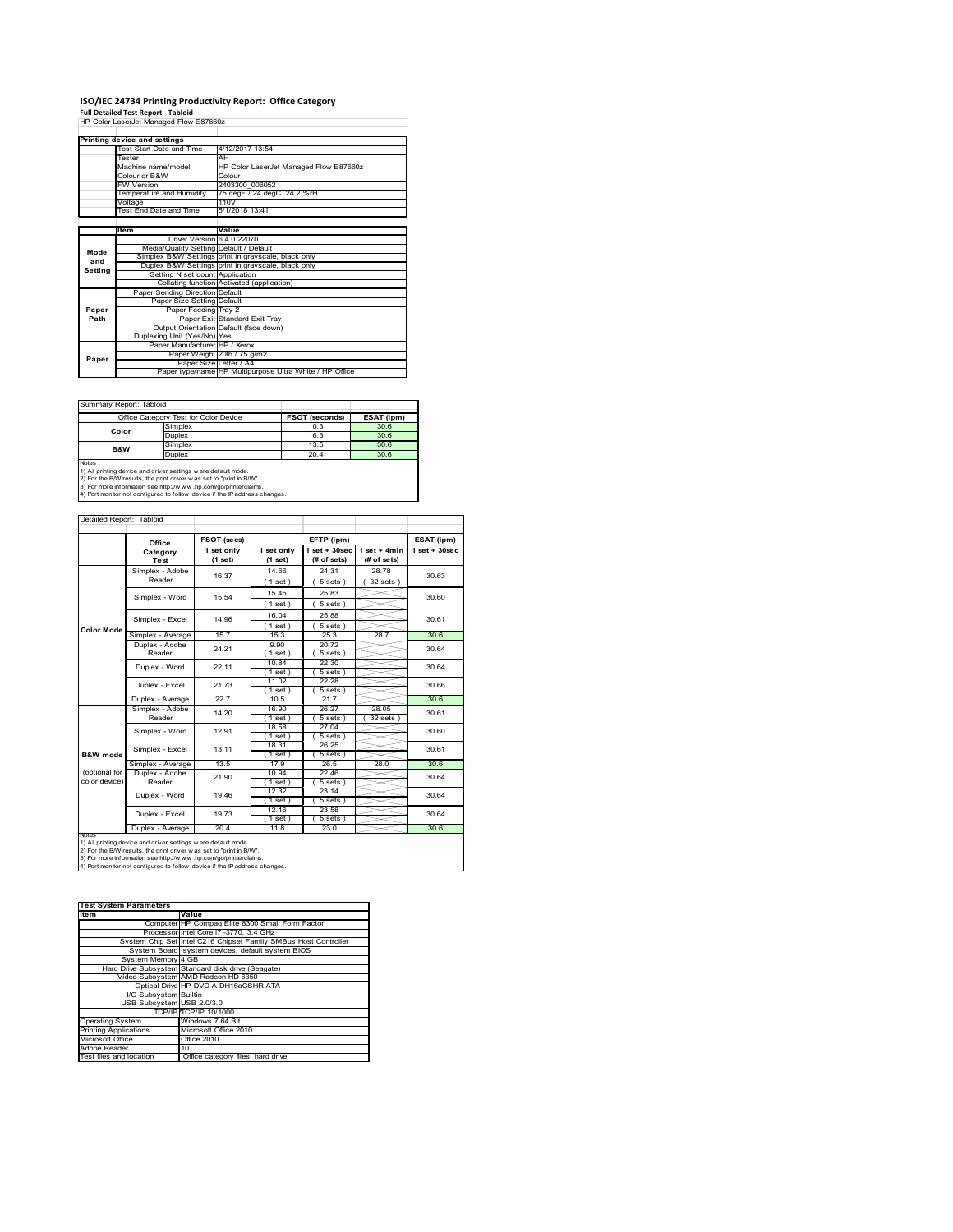# ISO/IEC 24734 Printing Productivity Report: Office Category

**Full Detailed Test Report - Tabloid**

HP Color LaserJet Managed Flow E87660z

| Printing device and settings | |
|---|---|
| Test Start Date and Time | 4/12/2017 13:54 |
| Tester | AH |
| Machine name/model | HP Color LaserJet Managed Flow E87660z |
| Colour or B&W | Colour |
| FW Version | 2403300_006052 |
| Temperature and Humidity | 75 degF / 24 degC 24.2 %rH |
| Voltage | 110V |
| Test End Date and Time | 5/1/2018 13:41 |

| | Item | Value |
|---|---|---|
| Mode and Setting | Driver Version | 6.4.0.22070 |
| | Media/Quality Setting | Default / Default |
| | Simplex B&W Settings | print in grayscale, black only |
| | Duplex B&W Settings | print in grayscale, black only |
| | Setting N set count | Application |
| | Collating function | Activated (application) |
| Paper Path | Paper Sending Direction | Default |
| | Paper Size Setting | Default |
| | Paper Feeding | Tray 2 |
| | Paper Exit | Standard Exit Tray |
| | Output Orientation | Default (face down) |
| | Duplexing Unit (Yes/No) | Yes |
| Paper | Paper Manufacturer | HP / Xerox |
| | Paper Weight | 20lb / 75 g/m2 |
| | Paper Size | Letter / A4 |
| | Paper type/name | HP Multipurpose Ultra White / HP Office |

Summary Report: Tabloid

| Office Category Test for Color Device | | FSOT (seconds) | ESAT (ipm) |
|---|---|---|---|
| Color | Simplex | 10.3 | 30.6 |
| | Duplex | 16.3 | 30.6 |
| B&W | Simplex | 13.5 | 30.6 |
| | Duplex | 20.4 | 30.6 |

Notes
1) All printing device and driver settings were default mode.
2) For the B/W results, the print driver was set to "print in B/W".
3) For more information see http://www.hp.com/go/printerclaims.
4) Port monitor not configured to follow device if the IP address changes.

Detailed Report: Tabloid

| | Office Category Test | FSOT (secs) 1 set only (1 set) | EFTP (ipm) 1 set only (1 set) | EFTP (ipm) 1 set + 30sec (# of sets) | EFTP (ipm) 1 set + 4min (# of sets) | ESAT (ipm) 1 set + 30sec |
|---|---|---|---|---|---|---|
| Color Mode | Simplex - Adobe Reader | 16.37 | 14.66 (1 set) | 24.31 (5 sets) | 28.78 (32 sets) | 30.63 |
| | Simplex - Word | 15.54 | 15.45 (1 set) | 25.83 (5 sets) | | 30.60 |
| | Simplex - Excel | 14.96 | 16.04 (1 set) | 25.88 (5 sets) | | 30.61 |
| | Simplex - Average | 15.7 | 15.3 | 25.3 | 28.7 | 30.6 |
| | Duplex - Adobe Reader | 24.21 | 9.90 (1 set) | 20.72 (5 sets) | | 30.64 |
| | Duplex - Word | 22.11 | 10.84 (1 set) | 22.30 (5 sets) | | 30.64 |
| | Duplex - Excel | 21.73 | 11.02 (1 set) | 22.28 (5 sets) | | 30.66 |
| | Duplex - Average | 22.7 | 10.5 | 21.7 | | 30.6 |
| B&W mode (optional for color device) | Simplex - Adobe Reader | 14.20 | 16.90 (1 set) | 26.27 (5 sets) | 28.05 (32 sets) | 30.61 |
| | Simplex - Word | 12.91 | 18.58 (1 set) | 27.04 (5 sets) | | 30.60 |
| | Simplex - Excel | 13.11 | 18.31 (1 set) | 26.25 (5 sets) | | 30.61 |
| | Simplex - Average | 13.5 | 17.9 | 26.5 | 28.0 | 30.6 |
| | Duplex - Adobe Reader | 21.90 | 10.94 (1 set) | 22.46 (5 sets) | | 30.64 |
| | Duplex - Word | 19.46 | 12.32 (1 set) | 23.14 (5 sets) | | 30.64 |
| | Duplex - Excel | 19.73 | 12.16 (1 set) | 23.58 (5 sets) | | 30.64 |
| | Duplex - Average | 20.4 | 11.8 | 23.0 | | 30.6 |

Notes
1) All printing device and driver settings were default mode.
2) For the B/W results, the print driver was set to "print in B/W".
3) For more information see http://www.hp.com/go/printerclaims.
4) Port monitor not configured to follow device if the IP address changes.

| Test System Parameters | |
|---|---|
| **Item** | **Value** |
| Computer | HP Compaq Elite 8300 Small Form Factor |
| Processor | Intel Core i7 -3770, 3.4 GHz |
| System Chip Set | Intel C216 Chipset Family SMBus Host Controller |
| System Board | system devices, default system BIOS |
| System Memory | 4 GB |
| Hard Drive Subsystem | Standard disk drive (Seagate) |
| Video Subsystem | AMD Radeon HD 6350 |
| Optical Drive | HP DVD A DH16aCSHR ATA |
| I/O Subsystem | Builtin |
| USB Subsystem | USB 2.0/3.0 |
| TCP/IP | TCP/IP 10/1000 |
| Operating System | Windows 7 64 Bit |
| Printing Applications | Microsoft Office 2010 |
| Microsoft Office | Office 2010 |
| Adobe Reader | 10 |
| Test files and location | Office category files, hard drive |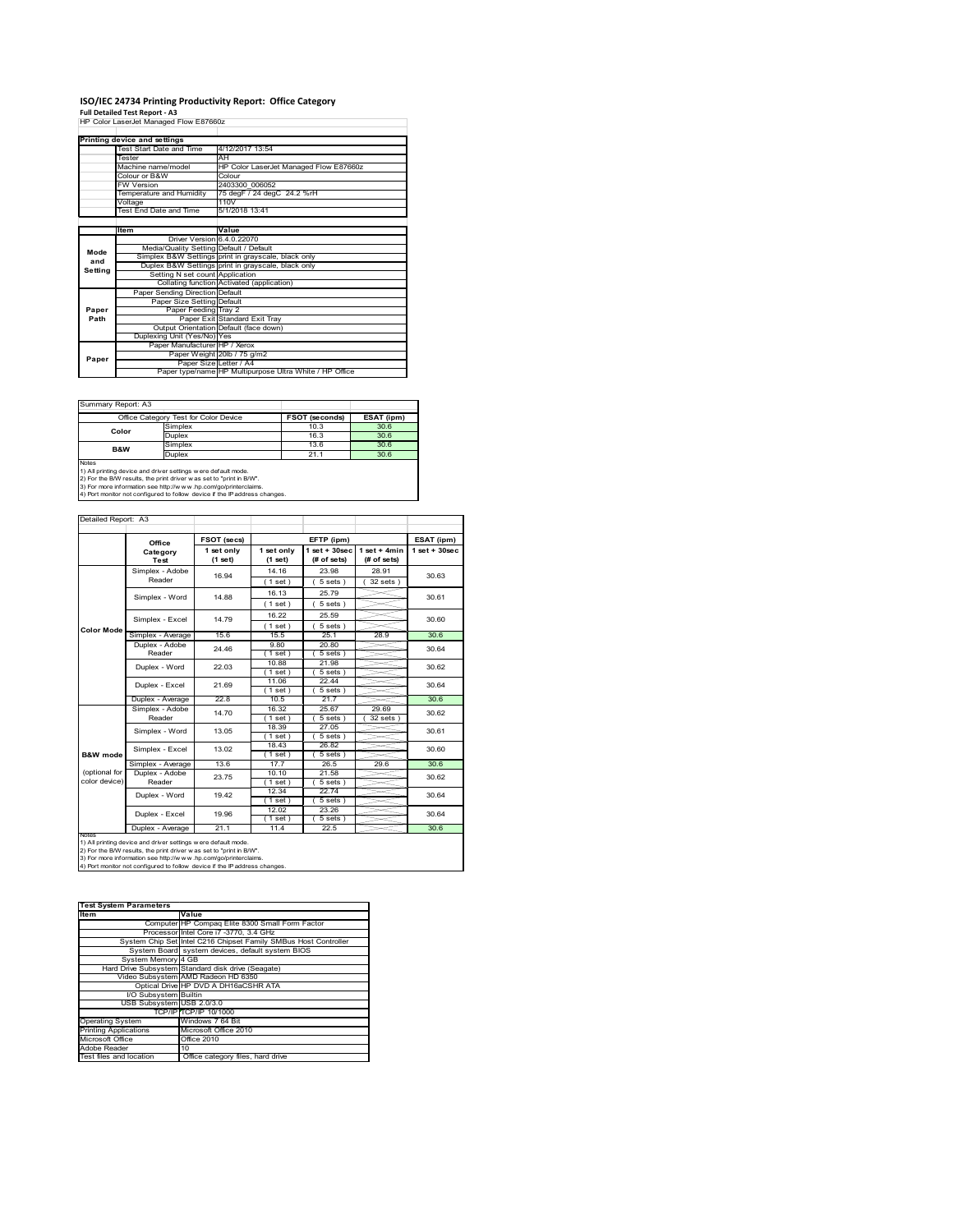# ISO/IEC 24734 Printing Productivity Report: Office Category

**Full Detailed Test Report - A3**

HP Color LaserJet Managed Flow E87660z

| Printing device and settings | |
|---|---|
| Test Start Date and Time | 4/12/2017 13:54 |
| Tester | AH |
| Machine name/model | HP Color LaserJet Managed Flow E87660z |
| Colour or B&W | Colour |
| FW Version | 2403300_006052 |
| Temperature and Humidity | 75 degF / 24 degC 24.2 %rH |
| Voltage | 110V |
| Test End Date and Time | 5/1/2018 13:41 |

| | Item | Value |
|---|---|---|
| Mode and Setting | Driver Version | 6.4.0.22070 |
| | Media/Quality Setting | Default / Default |
| | Simplex B&W Settings | print in grayscale, black only |
| | Duplex B&W Settings | print in grayscale, black only |
| | Setting N set count | Application |
| | Collating function | Activated (application) |
| Paper Path | Paper Sending Direction | Default |
| | Paper Size Setting | Default |
| | Paper Feeding | Tray 2 |
| | Paper Exit | Standard Exit Tray |
| | Output Orientation | Default (face down) |
| | Duplexing Unit (Yes/No) | Yes |
| Paper | Paper Manufacturer | HP / Xerox |
| | Paper Weight | 20lb / 75 g/m2 |
| | Paper Size | Letter / A4 |
| | Paper type/name | HP Multipurpose Ultra White / HP Office |

Summary Report: A3

| Office Category Test for Color Device | | FSOT (seconds) | ESAT (ipm) |
|---|---|---|---|
| Color | Simplex | 10.3 | 30.6 |
| | Duplex | 16.3 | 30.6 |
| B&W | Simplex | 13.6 | 30.6 |
| | Duplex | 21.1 | 30.6 |

Notes
1) All printing device and driver settings were default mode.
2) For the B/W results, the print driver was set to "print in B/W".
3) For more information see http://www.hp.com/go/printerclaims.
4) Port monitor not configured to follow device if the IP address changes.

Detailed Report: A3

| | Office Category Test | FSOT (secs) 1 set only (1 set) | EFTP (ipm) 1 set only (1 set) | EFTP (ipm) 1 set + 30sec (# of sets) | EFTP (ipm) 1 set + 4min (# of sets) | ESAT (ipm) 1 set + 30sec |
|---|---|---|---|---|---|---|
| Color Mode | Simplex - Adobe Reader | 16.94 | 14.16 (1 set) | 23.98 (5 sets) | 28.91 (32 sets) | 30.63 |
| | Simplex - Word | 14.88 | 16.13 (1 set) | 25.79 (5 sets) | | 30.61 |
| | Simplex - Excel | 14.79 | 16.22 (1 set) | 25.59 (5 sets) | | 30.60 |
| | Simplex - Average | 15.6 | 15.5 | 25.1 | 28.9 | 30.6 |
| | Duplex - Adobe Reader | 24.46 | 9.80 (1 set) | 20.80 (5 sets) | | 30.64 |
| | Duplex - Word | 22.03 | 10.88 (1 set) | 21.98 (5 sets) | | 30.62 |
| | Duplex - Excel | 21.69 | 11.06 (1 set) | 22.44 (5 sets) | | 30.64 |
| | Duplex - Average | 22.8 | 10.5 | 21.7 | | 30.6 |
| B&W mode (optional for color device) | Simplex - Adobe Reader | 14.70 | 16.32 (1 set) | 25.67 (5 sets) | 29.69 (32 sets) | 30.62 |
| | Simplex - Word | 13.05 | 18.39 (1 set) | 27.05 (5 sets) | | 30.61 |
| | Simplex - Excel | 13.02 | 18.43 (1 set) | 26.82 (5 sets) | | 30.60 |
| | Simplex - Average | 13.6 | 17.7 | 26.5 | 29.6 | 30.6 |
| | Duplex - Adobe Reader | 23.75 | 10.10 (1 set) | 21.58 (5 sets) | | 30.62 |
| | Duplex - Word | 19.42 | 12.34 (1 set) | 22.74 (5 sets) | | 30.64 |
| | Duplex - Excel | 19.96 | 12.02 (1 set) | 23.26 (5 sets) | | 30.64 |
| | Duplex - Average | 21.1 | 11.4 | 22.5 | | 30.6 |

Notes
1) All printing device and driver settings were default mode.
2) For the B/W results, the print driver was set to "print in B/W".
3) For more information see http://www.hp.com/go/printerclaims.
4) Port monitor not configured to follow device if the IP address changes.

| Test System Parameters | |
|---|---|
| **Item** | **Value** |
| Computer | HP Compaq Elite 8300 Small Form Factor |
| Processor | Intel Core i7 -3770, 3.4 GHz |
| System Chip Set | Intel C216 Chipset Family SMBus Host Controller |
| System Board | system devices, default system BIOS |
| System Memory | 4 GB |
| Hard Drive Subsystem | Standard disk drive (Seagate) |
| Video Subsystem | AMD Radeon HD 6350 |
| Optical Drive | HP DVD A DH16aCSHR ATA |
| I/O Subsystem | Builtin |
| USB Subsystem | USB 2.0/3.0 |
| TCP/IP | TCP/IP 10/1000 |
| Operating System | Windows 7 64 Bit |
| Printing Applications | Microsoft Office 2010 |
| Microsoft Office | Office 2010 |
| Adobe Reader | 10 |
| Test files and location | Office category files, hard drive |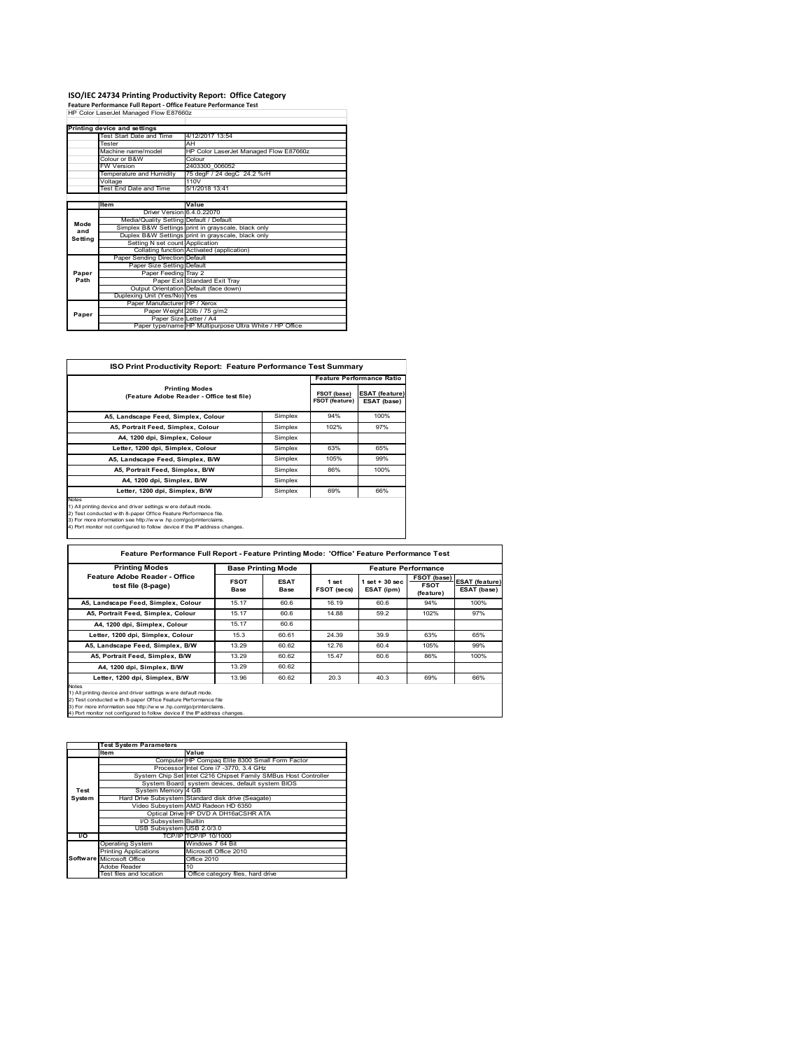# ISO/IEC 24734 Printing Productivity Report: Office Category

**Feature Performance Full Report - Office Feature Performance Test**

HP Color LaserJet Managed Flow E87660z

| Printing device and settings | |
|---|---|
| Test Start Date and Time | 4/12/2017 13:54 |
| Tester | AH |
| Machine name/model | HP Color LaserJet Managed Flow E87660z |
| Colour or B&W | Colour |
| FW Version | 2403300_006052 |
| Temperature and Humidity | 75 degF / 24 degC 24.2 %rH |
| Voltage | 110V |
| Test End Date and Time | 5/1/2018 13:41 |

| | Item | Value |
|---|---|---|
| Mode and Setting | Driver Version | 6.4.0.22070 |
| | Media/Quality Setting | Default / Default |
| | Simplex B&W Settings | print in grayscale, black only |
| | Duplex B&W Settings | print in grayscale, black only |
| | Setting N set count | Application |
| | Collating function | Activated (application) |
| Paper Path | Paper Sending Direction | Default |
| | Paper Size Setting | Default |
| | Paper Feeding | Tray 2 |
| | Paper Exit | Standard Exit Tray |
| | Output Orientation | Default (face down) |
| | Duplexing Unit (Yes/No) | Yes |
| Paper | Paper Manufacturer | HP / Xerox |
| | Paper Weight | 20lb / 75 g/m2 |
| | Paper Size | Letter / A4 |
| | Paper type/name | HP Multipurpose Ultra White / HP Office |

## ISO Print Productivity Report: Feature Performance Test Summary

| Printing Modes (Feature Adobe Reader - Office test file) | | Feature Performance Ratio | |
|---|---|---|---|
| | | FSOT (base) / FSOT (feature) | ESAT (feature) / ESAT (base) |
| A5, Landscape Feed, Simplex, Colour | Simplex | 94% | 100% |
| A5, Portrait Feed, Simplex, Colour | Simplex | 102% | 97% |
| A4, 1200 dpi, Simplex, Colour | Simplex | | |
| Letter, 1200 dpi, Simplex, Colour | Simplex | 63% | 65% |
| A5, Landscape Feed, Simplex, B/W | Simplex | 105% | 99% |
| A5, Portrait Feed, Simplex, B/W | Simplex | 86% | 100% |
| A4, 1200 dpi, Simplex, B/W | Simplex | | |
| Letter, 1200 dpi, Simplex, B/W | Simplex | 69% | 66% |

Notes
1) All printing device and driver settings were default mode.
2) Test conducted with 8-paper Office Feature Performance file.
3) For more information see http://www.hp.com/go/printerclaims.
4) Port monitor not configured to follow device if the IP address changes.

## Feature Performance Full Report - Feature Printing Mode: 'Office' Feature Performance Test

| Printing Modes Feature Adobe Reader - Office test file (8-page) | Base Printing Mode | | Feature Performance | | | |
|---|---|---|---|---|---|---|
| | FSOT Base | ESAT Base | 1 set FSOT (secs) | 1 set + 30 sec ESAT (ipm) | FSOT (base) / FSOT (feature) | ESAT (feature) / ESAT (base) |
| A5, Landscape Feed, Simplex, Colour | 15.17 | 60.6 | 16.19 | 60.6 | 94% | 100% |
| A5, Portrait Feed, Simplex, Colour | 15.17 | 60.6 | 14.88 | 59.2 | 102% | 97% |
| A4, 1200 dpi, Simplex, Colour | 15.17 | 60.6 | | | | |
| Letter, 1200 dpi, Simplex, Colour | 15.3 | 60.61 | 24.39 | 39.9 | 63% | 65% |
| A5, Landscape Feed, Simplex, B/W | 13.29 | 60.62 | 12.76 | 60.4 | 105% | 99% |
| A5, Portrait Feed, Simplex, B/W | 13.29 | 60.62 | 15.47 | 60.6 | 86% | 100% |
| A4, 1200 dpi, Simplex, B/W | 13.29 | 60.62 | | | | |
| Letter, 1200 dpi, Simplex, B/W | 13.96 | 60.62 | 20.3 | 40.3 | 69% | 66% |

Notes
1) All printing device and driver settings were default mode.
2) Test conducted with 8-paper Office Feature Performance file
3) For more information see http://www.hp.com/go/printerclaims.
4) Port monitor not configured to follow device if the IP address changes.

| | Test System Parameters | |
|---|---|---|
| | Item | Value |
| Test System | Computer | HP Compaq Elite 8300 Small Form Factor |
| | Processor | Intel Core i7 -3770, 3.4 GHz |
| | System Chip Set | Intel C216 Chipset Family SMBus Host Controller |
| | System Board | system devices, default system BIOS |
| | System Memory | 4 GB |
| | Hard Drive Subsystem | Standard disk drive (Seagate) |
| | Video Subsystem | AMD Radeon HD 6350 |
| | Optical Drive | HP DVD A DH16aCSHR ATA |
| | I/O Subsystem | Builtin |
| | USB Subsystem | USB 2.0/3.0 |
| I/O | TCP/IP | TCP/IP 10/1000 |
| Software | Operating System | Windows 7 64 Bit |
| | Printing Applications | Microsoft Office 2010 |
| | Microsoft Office | Office 2010 |
| | Adobe Reader | 10 |
| | Test files and location | Office category files, hard drive |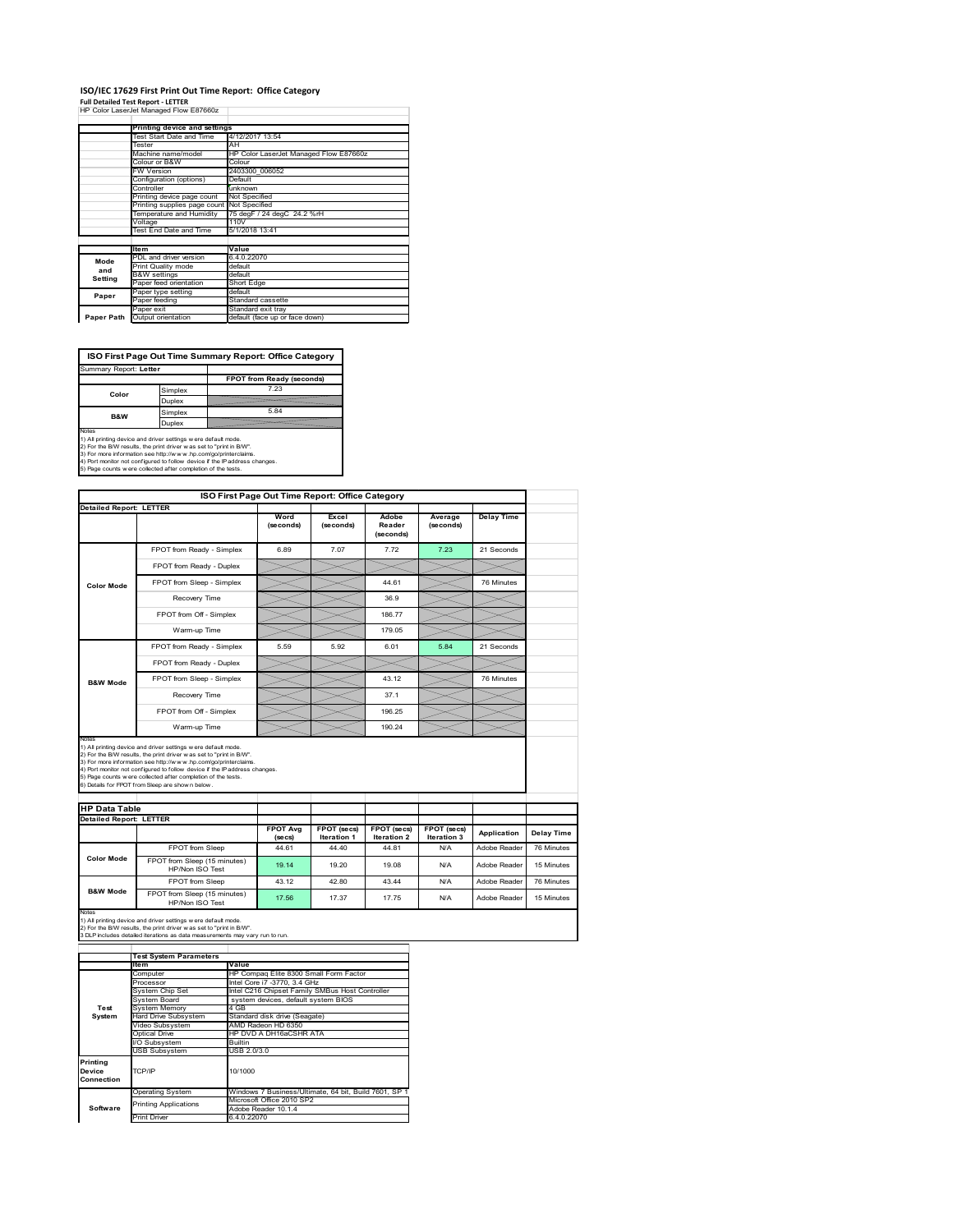# ISO/IEC 17629 First Print Out Time Report: Office Category

**Full Detailed Test Report - LETTER**

HP Color LaserJet Managed Flow E87660z

| | Printing device and settings | |
|---|---|---|
| | Test Start Date and Time | 4/12/2017 13:54 |
| | Tester | AH |
| | Machine name/model | HP Color LaserJet Managed Flow E87660z |
| | Colour or B&W | Colour |
| | FW Version | 2403300_006052 |
| | Configuration (options) | Default |
| | Controller | unknown |
| | Printing device page count | Not Specified |
| | Printing supplies page count | Not Specified |
| | Temperature and Humidity | 75 degF / 24 degC 24.2 %rH |
| | Voltage | 110V |
| | Test End Date and Time | 5/1/2018 13:41 |
| | **Item** | **Value** |
| Mode and Setting | PDL and driver version | 6.4.0.22070 |
| | Print Quality mode | default |
| | B&W settings | default |
| | Paper feed orientation | Short Edge |
| Paper | Paper type setting | default |
| | Paper feeding | Standard cassette |
| | Paper exit | Standard exit tray |
| Paper Path | Output orientation | default (face up or face down) |

## ISO First Page Out Time Summary Report: Office Category

Summary Report: **Letter**

| | | FPOT from Ready (seconds) |
|---|---|---|
| Color | Simplex | 7.23 |
| | Duplex | |
| B&W | Simplex | 5.84 |
| | Duplex | |

Notes
1) All printing device and driver settings were default mode.
2) For the B/W results, the print driver was set to "print in B/W".
3) For more information see http://www.hp.com/go/printerclaims.
4) Port monitor not configured to follow device if the IP address changes.
5) Page counts were collected after completion of the tests.

## ISO First Page Out Time Report: Office Category

Detailed Report: LETTER

| | | Word (seconds) | Excel (seconds) | Adobe Reader (seconds) | Average (seconds) | Delay Time |
|---|---|---|---|---|---|---|
| Color Mode | FPOT from Ready - Simplex | 6.89 | 7.07 | 7.72 | 7.23 | 21 Seconds |
| | FPOT from Ready - Duplex | | | | | |
| | FPOT from Sleep - Simplex | | | 44.61 | | 76 Minutes |
| | Recovery Time | | | 36.9 | | |
| | FPOT from Off - Simplex | | | 186.77 | | |
| | Warm-up Time | | | 179.05 | | |
| B&W Mode | FPOT from Ready - Simplex | 5.59 | 5.92 | 6.01 | 5.84 | 21 Seconds |
| | FPOT from Ready - Duplex | | | | | |
| | FPOT from Sleep - Simplex | | | 43.12 | | 76 Minutes |
| | Recovery Time | | | 37.1 | | |
| | FPOT from Off - Simplex | | | 196.25 | | |
| | Warm-up Time | | | 190.24 | | |

Notes
1) All printing device and driver settings were default mode.
2) For the B/W results, the print driver was set to "print in B/W".
3) For more information see http://www.hp.com/go/printerclaims.
4) Port monitor not configured to follow device if the IP address changes.
5) Page counts were collected after completion of the tests.
6) Details for FPOT from Sleep are shown below.

## HP Data Table

Detailed Report: LETTER

| | | FPOT Avg (secs) | FPOT (secs) Iteration 1 | FPOT (secs) Iteration 2 | FPOT (secs) Iteration 3 | Application | Delay Time |
|---|---|---|---|---|---|---|---|
| Color Mode | FPOT from Sleep | 44.61 | 44.40 | 44.81 | N/A | Adobe Reader | 76 Minutes |
| | FPOT from Sleep (15 minutes) HP/Non ISO Test | 19.14 | 19.20 | 19.08 | N/A | Adobe Reader | 15 Minutes |
| B&W Mode | FPOT from Sleep | 43.12 | 42.80 | 43.44 | N/A | Adobe Reader | 76 Minutes |
| | FPOT from Sleep (15 minutes) HP/Non ISO Test | 17.56 | 17.37 | 17.75 | N/A | Adobe Reader | 15 Minutes |

Notes
1) All printing device and driver settings were default mode.
2) For the B/W results, the print driver was set to "print in B/W".
3 DLP includes detailed iterations as data measurements may vary run to run.

| | Test System Parameters | |
|---|---|---|
| | **Item** | **Value** |
| Test System | Computer | HP Compaq Elite 8300 Small Form Factor |
| | Processor | Intel Core i7 -3770, 3.4 GHz |
| | System Chip Set | Intel C216 Chipset Family SMBus Host Controller |
| | System Board | system devices, default system BIOS |
| | System Memory | 4 GB |
| | Hard Drive Subsystem | Standard disk drive (Seagate) |
| | Video Subsystem | AMD Radeon HD 6350 |
| | Optical Drive | HP DVD A DH16aCSHR ATA |
| | I/O Subsystem | Builtin |
| | USB Subsystem | USB 2.0/3.0 |
| Printing Device Connection | TCP/IP | 10/1000 |
| Software | Operating System | Windows 7 Business/Ultimate, 64 bit, Build 7601, SP 1 |
| | Printing Applications | Microsoft Office 2010 SP2<br>Adobe Reader 10.1.4 |
| | Print Driver | 6.4.0.22070 |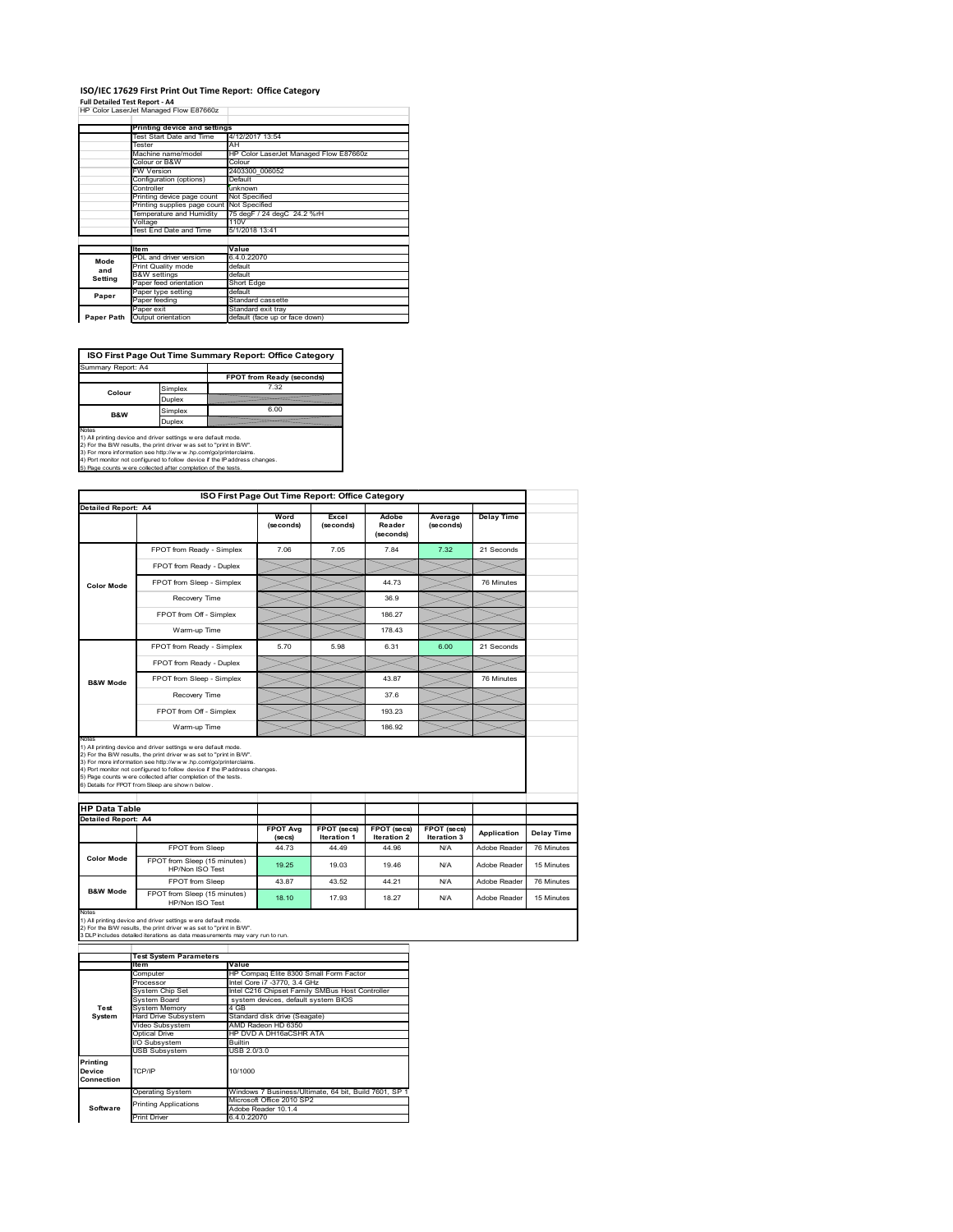# ISO/IEC 17629 First Print Out Time Report: Office Category

**Full Detailed Test Report - A4**

HP Color LaserJet Managed Flow E87660z

| | Printing device and settings | |
|---|---|---|
| | Test Start Date and Time | 4/12/2017 13:54 |
| | Tester | AH |
| | Machine name/model | HP Color LaserJet Managed Flow E87660z |
| | Colour or B&W | Colour |
| | FW Version | 2403300_006052 |
| | Configuration (options) | Default |
| | Controller | unknown |
| | Printing device page count | Not Specified |
| | Printing supplies page count | Not Specified |
| | Temperature and Humidity | 75 degF / 24 degC 24.2 %rH |
| | Voltage | 110V |
| | Test End Date and Time | 5/1/2018 13:41 |

| | Item | Value |
|---|---|---|
| Mode and Setting | PDL and driver version | 6.4.0.22070 |
| | Print Quality mode | default |
| | B&W settings | default |
| | Paper feed orientation | Short Edge |
| Paper | Paper type setting | default |
| | Paper feeding | Standard cassette |
| | Paper exit | Standard exit tray |
| Paper Path | Output orientation | default (face up or face down) |

**ISO First Page Out Time Summary Report: Office Category**

Summary Report: A4

| | | FPOT from Ready (seconds) |
|---|---|---|
| Colour | Simplex | 7.32 |
| | Duplex | |
| B&W | Simplex | 6.00 |
| | Duplex | |

Notes
1) All printing device and driver settings were default mode.
2) For the B/W results, the print driver was set to "print in B/W".
3) For more information see http://www.hp.com/go/printerclaims.
4) Port monitor not configured to follow device if the IP address changes.
5) Page counts were collected after completion of the tests.

**ISO First Page Out Time Report: Office Category**

Detailed Report: A4

| | | Word (seconds) | Excel (seconds) | Adobe Reader (seconds) | Average (seconds) | Delay Time |
|---|---|---|---|---|---|---|
| Color Mode | FPOT from Ready - Simplex | 7.06 | 7.05 | 7.84 | 7.32 | 21 Seconds |
| | FPOT from Ready - Duplex | | | | | |
| | FPOT from Sleep - Simplex | | | 44.73 | | 76 Minutes |
| | Recovery Time | | | 36.9 | | |
| | FPOT from Off - Simplex | | | 186.27 | | |
| | Warm-up Time | | | 178.43 | | |
| B&W Mode | FPOT from Ready - Simplex | 5.70 | 5.98 | 6.31 | 6.00 | 21 Seconds |
| | FPOT from Ready - Duplex | | | | | |
| | FPOT from Sleep - Simplex | | | 43.87 | | 76 Minutes |
| | Recovery Time | | | 37.6 | | |
| | FPOT from Off - Simplex | | | 193.23 | | |
| | Warm-up Time | | | 186.92 | | |

Notes
1) All printing device and driver settings were default mode.
2) For the B/W results, the print driver was set to "print in B/W".
3) For more information see http://www.hp.com/go/printerclaims.
4) Port monitor not configured to follow device if the IP address changes.
5) Page counts were collected after completion of the tests.
6) Details for FPOT from Sleep are shown below.

**HP Data Table**

Detailed Report: A4

| | | FPOT Avg (secs) | FPOT (secs) Iteration 1 | FPOT (secs) Iteration 2 | FPOT (secs) Iteration 3 | Application | Delay Time |
|---|---|---|---|---|---|---|---|
| Color Mode | FPOT from Sleep | 44.73 | 44.49 | 44.96 | N/A | Adobe Reader | 76 Minutes |
| | FPOT from Sleep (15 minutes) HP/Non ISO Test | 19.25 | 19.03 | 19.46 | N/A | Adobe Reader | 15 Minutes |
| B&W Mode | FPOT from Sleep | 43.87 | 43.52 | 44.21 | N/A | Adobe Reader | 76 Minutes |
| | FPOT from Sleep (15 minutes) HP/Non ISO Test | 18.10 | 17.93 | 18.27 | N/A | Adobe Reader | 15 Minutes |

Notes
1) All printing device and driver settings were default mode.
2) For the B/W results, the print driver was set to "print in B/W".
3 DLP includes detailed iterations as data measurements may vary run to run.

| | Test System Parameters | |
|---|---|---|
| | Item | Value |
| Test System | Computer | HP Compaq Elite 8300 Small Form Factor |
| | Processor | Intel Core i7 -3770, 3.4 GHz |
| | System Chip Set | Intel C216 Chipset Family SMBus Host Controller |
| | System Board | system devices, default system BIOS |
| | System Memory | 4 GB |
| | Hard Drive Subsystem | Standard disk drive (Seagate) |
| | Video Subsystem | AMD Radeon HD 6350 |
| | Optical Drive | HP DVD A DH16aCSHR ATA |
| | I/O Subsystem | Builtin |
| | USB Subsystem | USB 2.0/3.0 |
| Printing Device Connection | TCP/IP | 10/1000 |
| Software | Operating System | Windows 7 Business/Ultimate, 64 bit, Build 7601, SP 1 |
| | Printing Applications | Microsoft Office 2010 SP2 |
| | | Adobe Reader 10.1.4 |
| | Print Driver | 6.4.0.22070 |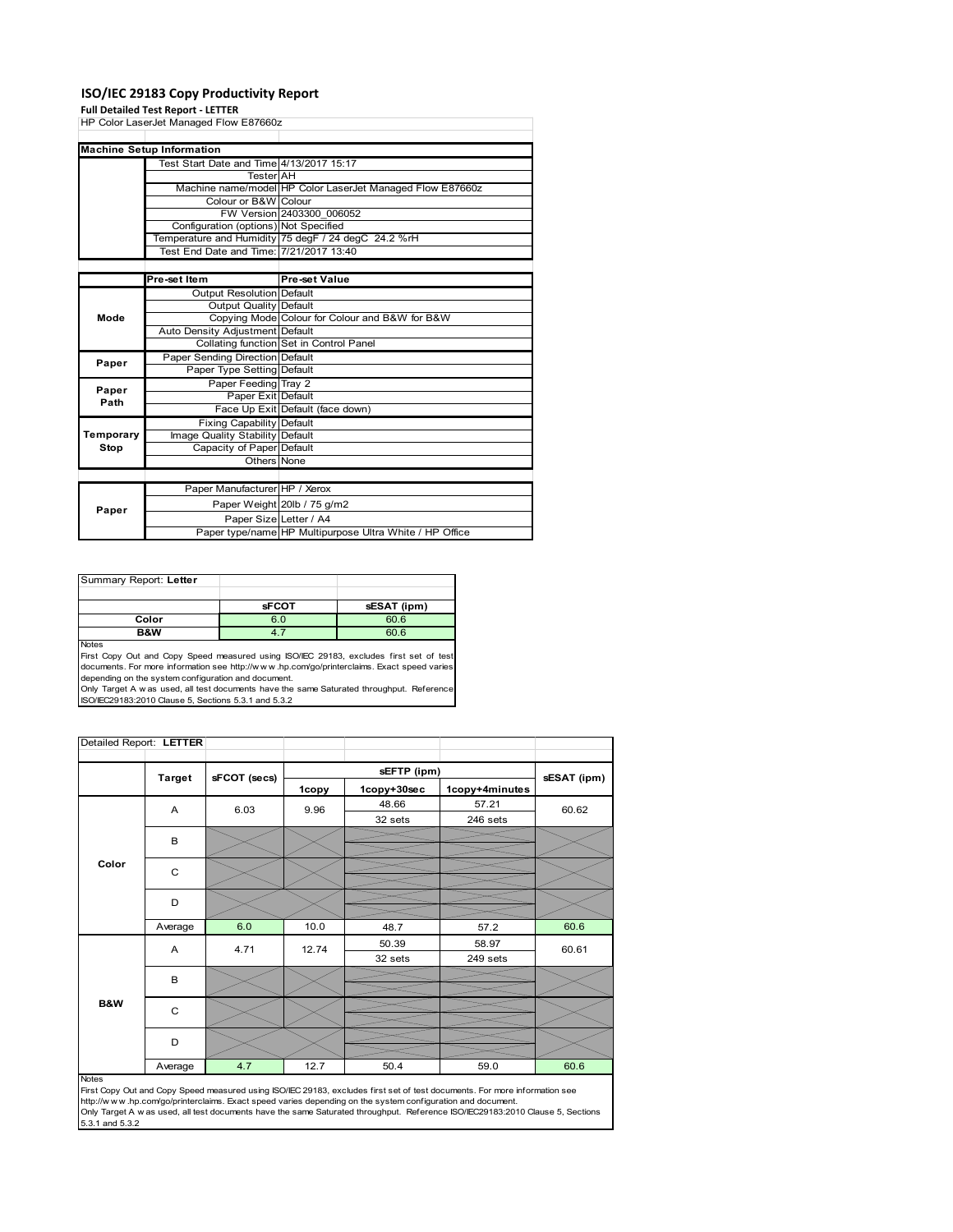# ISO/IEC 29183 Copy Productivity Report

**Full Detailed Test Report - LETTER**

HP Color LaserJet Managed Flow E87660z

| Machine Setup Information | | |
|---|---|---|
| | Test Start Date and Time | 4/13/2017 15:17 |
| | Tester | AH |
| | Machine name/model | HP Color LaserJet Managed Flow E87660z |
| | Colour or B&W | Colour |
| | FW Version | 2403300_006052 |
| | Configuration (options) | Not Specified |
| | Temperature and Humidity | 75 degF / 24 degC 24.2 %rH |
| | Test End Date and Time: | 7/21/2017 13:40 |

| | Pre-set Item | Pre-set Value |
|---|---|---|
| Mode | Output Resolution | Default |
| | Output Quality | Default |
| | Copying Mode | Colour for Colour and B&W for B&W |
| | Auto Density Adjustment | Default |
| | Collating function | Set in Control Panel |
| Paper | Paper Sending Direction | Default |
| | Paper Type Setting | Default |
| Paper Path | Paper Feeding | Tray 2 |
| | Paper Exit | Default |
| | Face Up Exit | Default (face down) |
| Temporary Stop | Fixing Capability | Default |
| | Image Quality Stability | Default |
| | Capacity of Paper | Default |
| | Others | None |
| Paper | Paper Manufacturer | HP / Xerox |
| | Paper Weight | 20lb / 75 g/m2 |
| | Paper Size | Letter / A4 |
| | Paper type/name | HP Multipurpose Ultra White / HP Office |

Summary Report: **Letter**

| | sFCOT | sESAT (ipm) |
|---|---|---|
| Color | 6.0 | 60.6 |
| B&W | 4.7 | 60.6 |

Notes

First Copy Out and Copy Speed measured using ISO/IEC 29183, excludes first set of test documents. For more information see http://www.hp.com/go/printerclaims. Exact speed varies depending on the system configuration and document.

Only Target A was used, all test documents have the same Saturated throughput. Reference ISO/IEC29183:2010 Clause 5, Sections 5.3.1 and 5.3.2

Detailed Report: **LETTER**

| | Target | sFCOT (secs) | sEFTP (ipm) 1copy | sEFTP (ipm) 1copy+30sec | sEFTP (ipm) 1copy+4minutes | sESAT (ipm) |
|---|---|---|---|---|---|---|
| Color | A | 6.03 | 9.96 | 48.66 / 32 sets | 57.21 / 246 sets | 60.62 |
| | B | | | | | |
| | C | | | | | |
| | D | | | | | |
| | Average | 6.0 | 10.0 | 48.7 | 57.2 | 60.6 |
| B&W | A | 4.71 | 12.74 | 50.39 / 32 sets | 58.97 / 249 sets | 60.61 |
| | B | | | | | |
| | C | | | | | |
| | D | | | | | |
| | Average | 4.7 | 12.7 | 50.4 | 59.0 | 60.6 |

Notes

First Copy Out and Copy Speed measured using ISO/IEC 29183, excludes first set of test documents. For more information see http://www.hp.com/go/printerclaims. Exact speed varies depending on the system configuration and document.

Only Target A was used, all test documents have the same Saturated throughput. Reference ISO/IEC29183:2010 Clause 5, Sections 5.3.1 and 5.3.2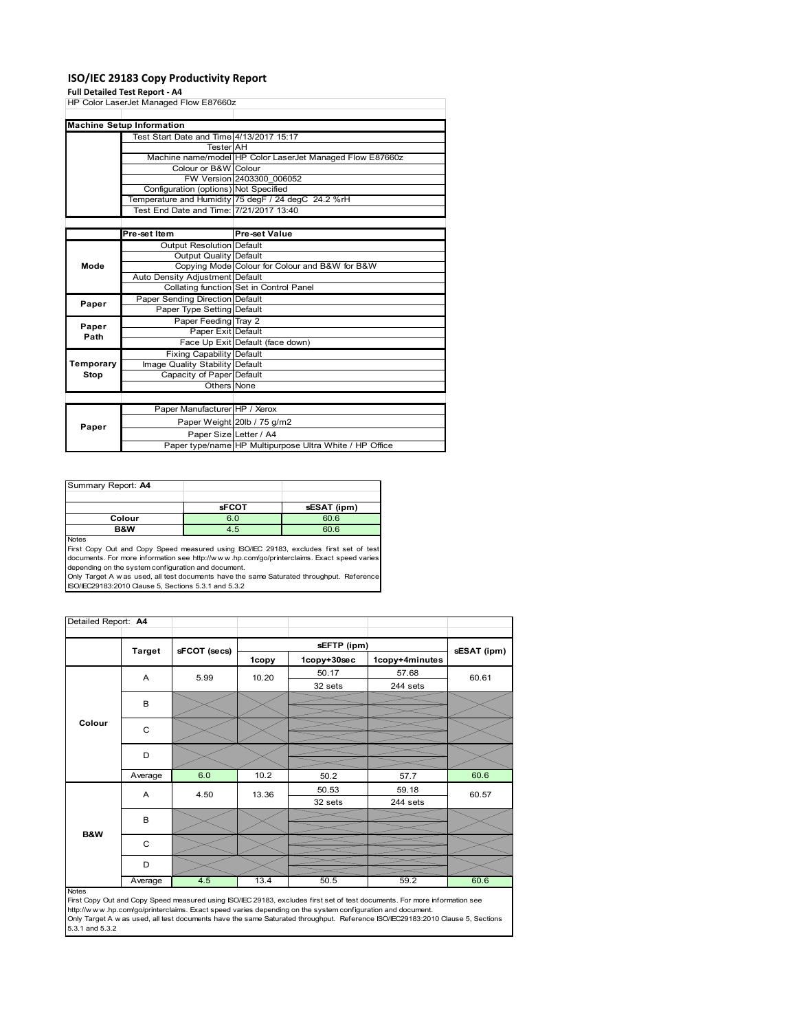# ISO/IEC 29183 Copy Productivity Report

**Full Detailed Test Report - A4**

HP Color LaserJet Managed Flow E87660z

| Machine Setup Information | | |
|---|---|---|
| | Test Start Date and Time | 4/13/2017 15:17 |
| | Tester | AH |
| | Machine name/model | HP Color LaserJet Managed Flow E87660z |
| | Colour or B&W | Colour |
| | FW Version | 2403300_006052 |
| | Configuration (options) | Not Specified |
| | Temperature and Humidity | 75 degF / 24 degC 24.2 %rH |
| | Test End Date and Time: | 7/21/2017 13:40 |

| | Pre-set Item | Pre-set Value |
|---|---|---|
| Mode | Output Resolution | Default |
| | Output Quality | Default |
| | Copying Mode | Colour for Colour and B&W for B&W |
| | Auto Density Adjustment | Default |
| | Collating function | Set in Control Panel |
| Paper | Paper Sending Direction | Default |
| | Paper Type Setting | Default |
| Paper Path | Paper Feeding | Tray 2 |
| | Paper Exit | Default |
| | Face Up Exit | Default (face down) |
| Temporary Stop | Fixing Capability | Default |
| | Image Quality Stability | Default |
| | Capacity of Paper | Default |
| | Others | None |

| | | |
|---|---|---|
| Paper | Paper Manufacturer | HP / Xerox |
| | Paper Weight | 20lb / 75 g/m2 |
| | Paper Size | Letter / A4 |
| | Paper type/name | HP Multipurpose Ultra White / HP Office |

Summary Report: **A4**

| | sFCOT | sESAT (ipm) |
|---|---|---|
| Colour | 6.0 | 60.6 |
| B&W | 4.5 | 60.6 |

Notes
First Copy Out and Copy Speed measured using ISO/IEC 29183, excludes first set of test documents. For more information see http://www.hp.com/go/printerclaims. Exact speed varies depending on the system configuration and document.
Only Target A was used, all test documents have the same Saturated throughput. Reference ISO/IEC29183:2010 Clause 5, Sections 5.3.1 and 5.3.2

Detailed Report: **A4**

| | Target | sFCOT (secs) | sEFTP (ipm) | | | sESAT (ipm) |
|---|---|---|---|---|---|---|
| | | | 1copy | 1copy+30sec | 1copy+4minutes | |
| Colour | A | 5.99 | 10.20 | 50.17<br>32 sets | 57.68<br>244 sets | 60.61 |
| | B | | | | | |
| | C | | | | | |
| | D | | | | | |
| | Average | 6.0 | 10.2 | 50.2 | 57.7 | 60.6 |
| B&W | A | 4.50 | 13.36 | 50.53<br>32 sets | 59.18<br>244 sets | 60.57 |
| | B | | | | | |
| | C | | | | | |
| | D | | | | | |
| | Average | 4.5 | 13.4 | 50.5 | 59.2 | 60.6 |

Notes
First Copy Out and Copy Speed measured using ISO/IEC 29183, excludes first set of test documents. For more information see http://www.hp.com/go/printerclaims. Exact speed varies depending on the system configuration and document.
Only Target A was used, all test documents have the same Saturated throughput. Reference ISO/IEC29183:2010 Clause 5, Sections 5.3.1 and 5.3.2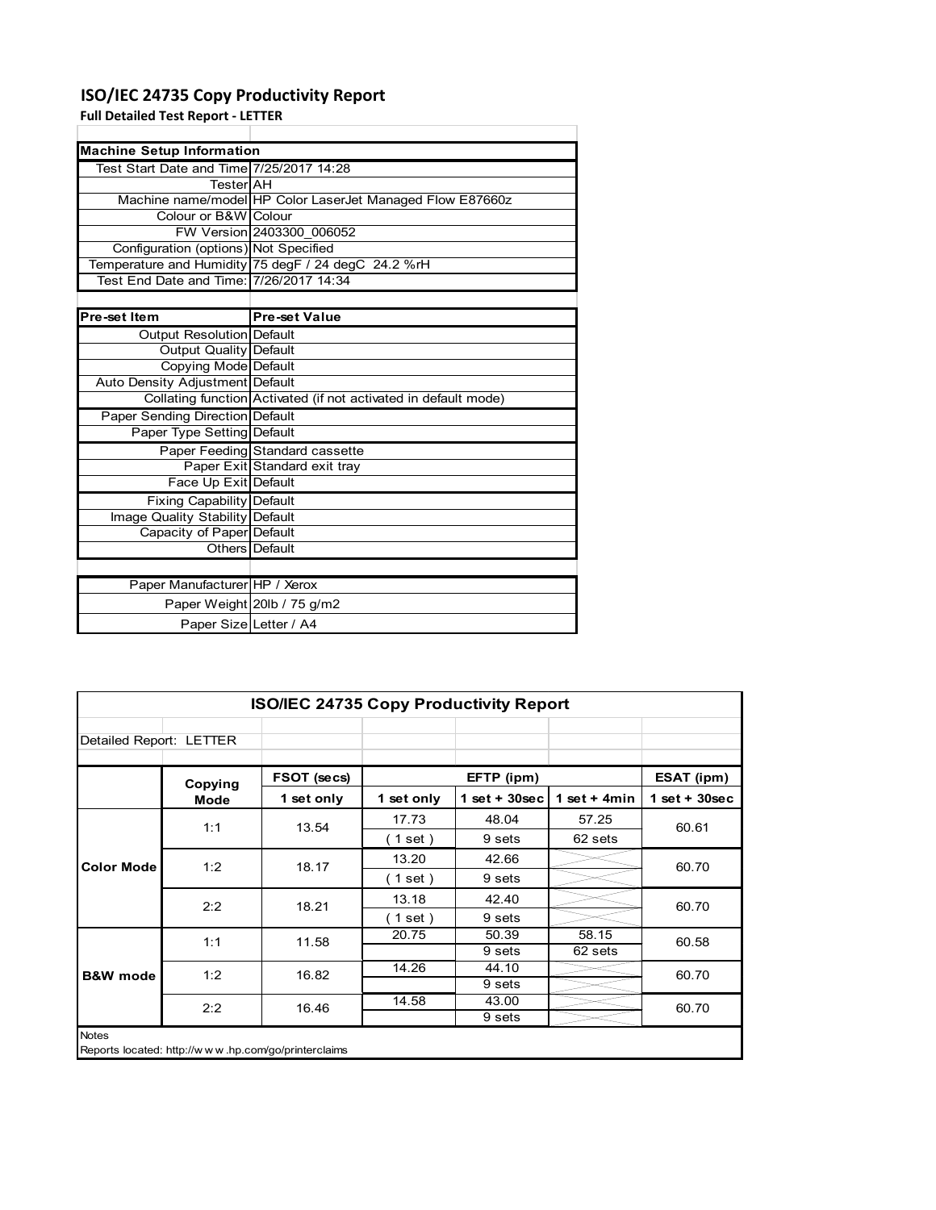# ISO/IEC 24735 Copy Productivity Report

**Full Detailed Test Report - LETTER**

| Machine Setup Information | |
|---|---|
| Test Start Date and Time | 7/25/2017 14:28 |
| Tester | AH |
| Machine name/model | HP Color LaserJet Managed Flow E87660z |
| Colour or B&W | Colour |
| FW Version | 2403300_006052 |
| Configuration (options) | Not Specified |
| Temperature and Humidity | 75 degF / 24 degC 24.2 %rH |
| Test End Date and Time: | 7/26/2017 14:34 |

| Pre-set Item | Pre-set Value |
|---|---|
| Output Resolution | Default |
| Output Quality | Default |
| Copying Mode | Default |
| Auto Density Adjustment | Default |
| Collating function | Activated (if not activated in default mode) |
| Paper Sending Direction | Default |
| Paper Type Setting | Default |
| Paper Feeding | Standard cassette |
| Paper Exit | Standard exit tray |
| Face Up Exit | Default |
| Fixing Capability | Default |
| Image Quality Stability | Default |
| Capacity of Paper | Default |
| Others | Default |

| | |
|---|---|
| Paper Manufacturer | HP / Xerox |
| Paper Weight | 20lb / 75 g/m2 |
| Paper Size | Letter / A4 |

## ISO/IEC 24735 Copy Productivity Report

Detailed Report: LETTER

| | Copying Mode | FSOT (secs) | EFTP (ipm) | | | ESAT (ipm) |
|---|---|---|---|---|---|---|
| | | 1 set only | 1 set only | 1 set + 30sec | 1 set + 4min | 1 set + 30sec |
| Color Mode | 1:1 | 13.54 | 17.73 | 48.04 | 57.25 | 60.61 |
| | | | ( 1 set ) | 9 sets | 62 sets | |
| | 1:2 | 18.17 | 13.20 | 42.66 | | 60.70 |
| | | | ( 1 set ) | 9 sets | | |
| | 2:2 | 18.21 | 13.18 | 42.40 | | 60.70 |
| | | | ( 1 set ) | 9 sets | | |
| B&W mode | 1:1 | 11.58 | 20.75 | 50.39 | 58.15 | 60.58 |
| | | | | 9 sets | 62 sets | |
| | 1:2 | 16.82 | 14.26 | 44.10 | | 60.70 |
| | | | | 9 sets | | |
| | 2:2 | 16.46 | 14.58 | 43.00 | | 60.70 |
| | | | | 9 sets | | |

Notes

Reports located: http://w w w .hp.com/go/printerclaims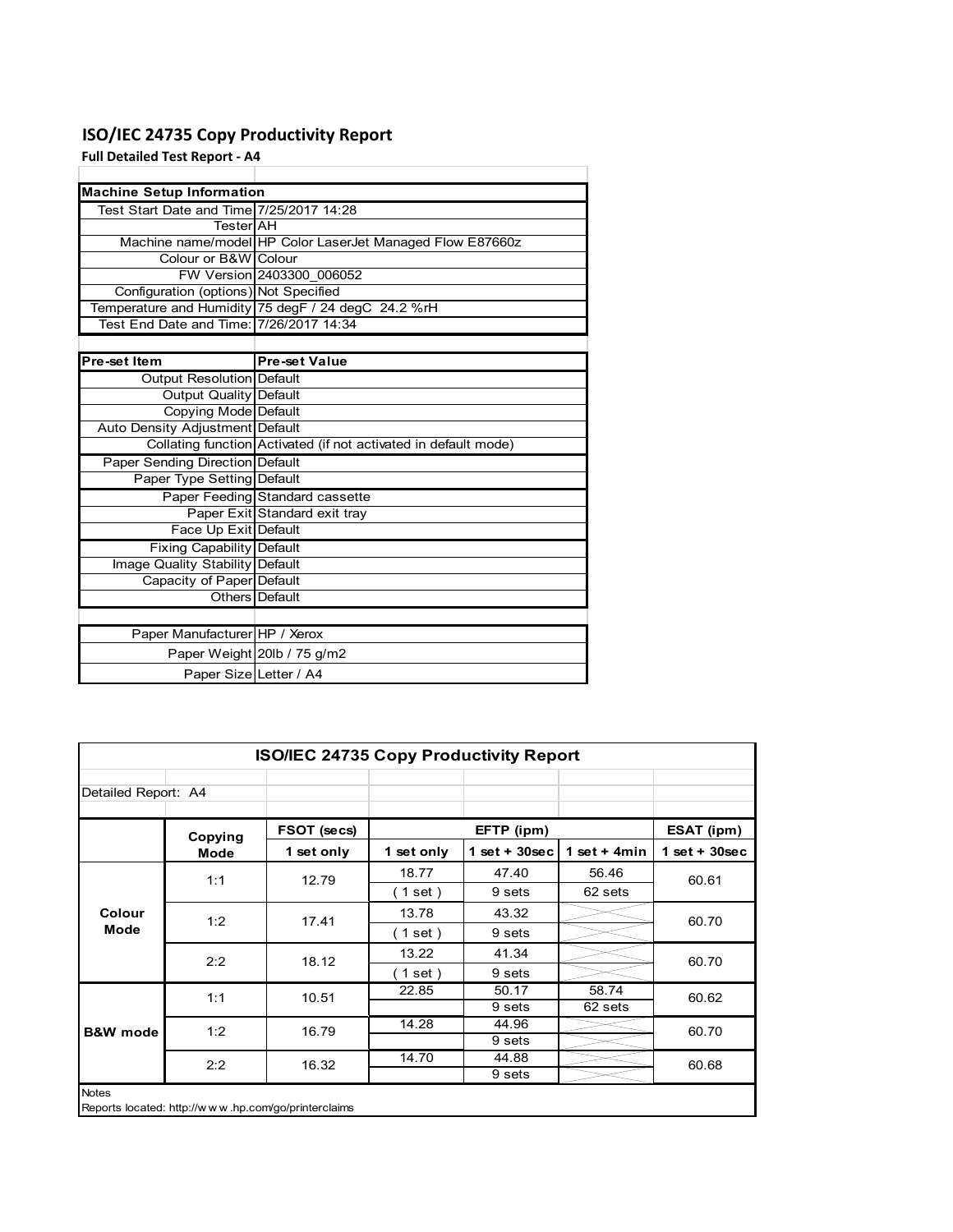# ISO/IEC 24735 Copy Productivity Report

**Full Detailed Test Report - A4**

| Machine Setup Information | |
|---|---|
| Test Start Date and Time | 7/25/2017 14:28 |
| Tester | AH |
| Machine name/model | HP Color LaserJet Managed Flow E87660z |
| Colour or B&W | Colour |
| FW Version | 2403300_006052 |
| Configuration (options) | Not Specified |
| Temperature and Humidity | 75 degF / 24 degC 24.2 %rH |
| Test End Date and Time: | 7/26/2017 14:34 |

| Pre-set Item | Pre-set Value |
|---|---|
| Output Resolution | Default |
| Output Quality | Default |
| Copying Mode | Default |
| Auto Density Adjustment | Default |
| Collating function | Activated (if not activated in default mode) |
| Paper Sending Direction | Default |
| Paper Type Setting | Default |
| Paper Feeding | Standard cassette |
| Paper Exit | Standard exit tray |
| Face Up Exit | Default |
| Fixing Capability | Default |
| Image Quality Stability | Default |
| Capacity of Paper | Default |
| Others | Default |

| | |
|---|---|
| Paper Manufacturer | HP / Xerox |
| Paper Weight | 20lb / 75 g/m2 |
| Paper Size | Letter / A4 |

**ISO/IEC 24735 Copy Productivity Report**

Detailed Report: A4

| | Copying Mode | FSOT (secs) | EFTP (ipm) | | | ESAT (ipm) |
|---|---|---|---|---|---|---|
| | | 1 set only | 1 set only | 1 set + 30sec | 1 set + 4min | 1 set + 30sec |
| Colour Mode | 1:1 | 12.79 | 18.77 | 47.40 | 56.46 | 60.61 |
| | | | ( 1 set ) | 9 sets | 62 sets | |
| | 1:2 | 17.41 | 13.78 | 43.32 | | 60.70 |
| | | | ( 1 set ) | 9 sets | | |
| | 2:2 | 18.12 | 13.22 | 41.34 | | 60.70 |
| | | | ( 1 set ) | 9 sets | | |
| B&W mode | 1:1 | 10.51 | 22.85 | 50.17 | 58.74 | 60.62 |
| | | | | 9 sets | 62 sets | |
| | 1:2 | 16.79 | 14.28 | 44.96 | | 60.70 |
| | | | | 9 sets | | |
| | 2:2 | 16.32 | 14.70 | 44.88 | | 60.68 |
| | | | | 9 sets | | |

Notes

Reports located: http://w w w .hp.com/go/printerclaims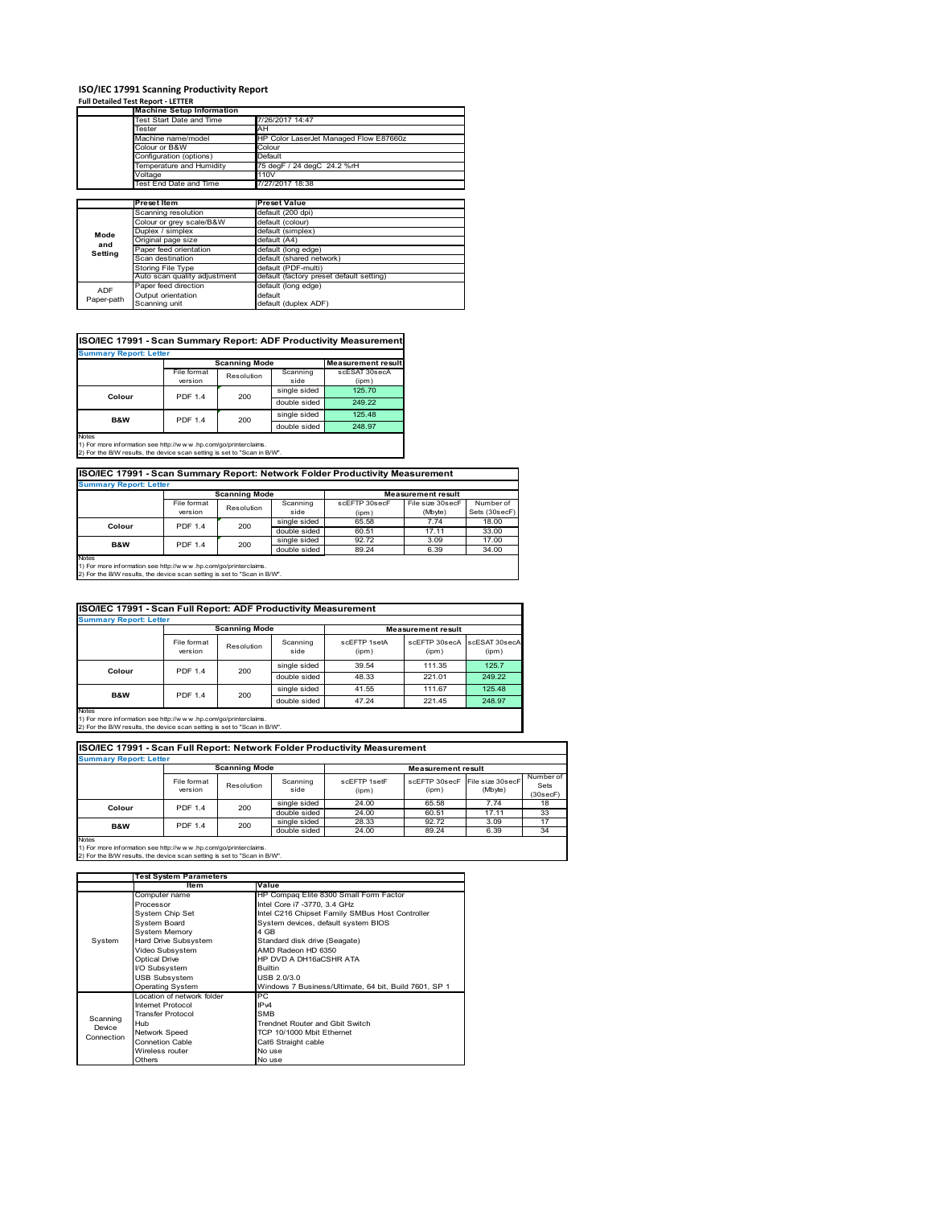# ISO/IEC 17991 Scanning Productivity Report

**Full Detailed Test Report - LETTER**

| | Machine Setup Information | |
|---|---|---|
| | Test Start Date and Time | 7/26/2017 14:47 |
| | Tester | AH |
| | Machine name/model | HP Color LaserJet Managed Flow E87660z |
| | Colour or B&W | Colour |
| | Configuration (options) | Default |
| | Temperature and Humidity | 75 degF / 24 degC 24.2 %rH |
| | Voltage | 110V |
| | Test End Date and Time | 7/27/2017 18:38 |

| | Preset Item | Preset Value |
|---|---|---|
| Mode and Setting | Scanning resolution | default (200 dpi) |
| | Colour or grey scale/B&W | default (colour) |
| | Duplex / simplex | default (simplex) |
| | Original page size | default (A4) |
| | Paper feed orientation | default (long edge) |
| | Scan destination | default (shared network) |
| | Storing File Type | default (PDF-multi) |
| | Auto scan quality adjustment | default (factory preset default setting) |
| ADF Paper-path | Paper feed direction | default (long edge) |
| | Output orientation | default |
| | Scanning unit | default (duplex ADF) |

## ISO/IEC 17991 - Scan Summary Report: ADF Productivity Measurement

**Summary Report: Letter**

| | Scanning Mode | | | Measurement result |
|---|---|---|---|---|
| | File format version | Resolution | Scanning side | scESAT 30secA (ipm) |
| Colour | PDF 1.4 | 200 | single sided | 125.70 |
| | | | double sided | 249.22 |
| B&W | PDF 1.4 | 200 | single sided | 125.48 |
| | | | double sided | 248.97 |

Notes
1) For more information see http://www.hp.com/go/printerclaims.
2) For the B/W results, the device scan setting is set to "Scan in B/W".

## ISO/IEC 17991 - Scan Summary Report: Network Folder Productivity Measurement

**Summary Report: Letter**

| | Scanning Mode | | | Measurement result | | |
|---|---|---|---|---|---|---|
| | File format version | Resolution | Scanning side | scEFTP 30secF (ipm) | File size 30secF (Mbyte) | Number of Sets (30secF) |
| Colour | PDF 1.4 | 200 | single sided | 65.58 | 7.74 | 18.00 |
| | | | double sided | 60.51 | 17.11 | 33.00 |
| B&W | PDF 1.4 | 200 | single sided | 92.72 | 3.09 | 17.00 |
| | | | double sided | 89.24 | 6.39 | 34.00 |

Notes
1) For more information see http://www.hp.com/go/printerclaims.
2) For the B/W results, the device scan setting is set to "Scan in B/W".

## ISO/IEC 17991 - Scan Full Report: ADF Productivity Measurement

**Summary Report: Letter**

| | Scanning Mode | | | Measurement result | | |
|---|---|---|---|---|---|---|
| | File format version | Resolution | Scanning side | scEFTP 1setA (ipm) | scEFTP 30secA (ipm) | scESAT 30secA (ipm) |
| Colour | PDF 1.4 | 200 | single sided | 39.54 | 111.35 | 125.7 |
| | | | double sided | 48.33 | 221.01 | 249.22 |
| B&W | PDF 1.4 | 200 | single sided | 41.55 | 111.67 | 125.48 |
| | | | double sided | 47.24 | 221.45 | 248.97 |

Notes
1) For more information see http://www.hp.com/go/printerclaims.
2) For the B/W results, the device scan setting is set to "Scan in B/W".

## ISO/IEC 17991 - Scan Full Report: Network Folder Productivity Measurement

**Summary Report: Letter**

| | Scanning Mode | | | Measurement result | | | |
|---|---|---|---|---|---|---|---|
| | File format version | Resolution | Scanning side | scEFTP 1setF (ipm) | scEFTP 30secF (ipm) | File size 30secF (Mbyte) | Number of Sets (30secF) |
| Colour | PDF 1.4 | 200 | single sided | 24.00 | 65.58 | 7.74 | 18 |
| | | | double sided | 24.00 | 60.51 | 17.11 | 33 |
| B&W | PDF 1.4 | 200 | single sided | 28.33 | 92.72 | 3.09 | 17 |
| | | | double sided | 24.00 | 89.24 | 6.39 | 34 |

Notes
1) For more information see http://www.hp.com/go/printerclaims.
2) For the B/W results, the device scan setting is set to "Scan in B/W".

| | Test System Parameters | |
|---|---|---|
| | Item | Value |
| System | Computer name | HP Compaq Elite 8300 Small Form Factor |
| | Processor | Intel Core i7 -3770, 3.4 GHz |
| | System Chip Set | Intel C216 Chipset Family SMBus Host Controller |
| | System Board | System devices, default system BIOS |
| | System Memory | 4 GB |
| | Hard Drive Subsystem | Standard disk drive (Seagate) |
| | Video Subsystem | AMD Radeon HD 6350 |
| | Optical Drive | HP DVD A DH16aCSHR ATA |
| | I/O Subsystem | Builtin |
| | USB Subsystem | USB 2.0/3.0 |
| | Operating System | Windows 7 Business/Ultimate, 64 bit, Build 7601, SP 1 |
| Scanning Device Connection | Location of network folder | PC |
| | Internet Protocol | IPv4 |
| | Transfer Protocol | SMB |
| | Hub | Trendnet Router and Gbit Switch |
| | Network Speed | TCP 10/1000 Mbit Ethernet |
| | Connetion Cable | Cat6 Straight cable |
| | Wireless router | No use |
| | Others | No use |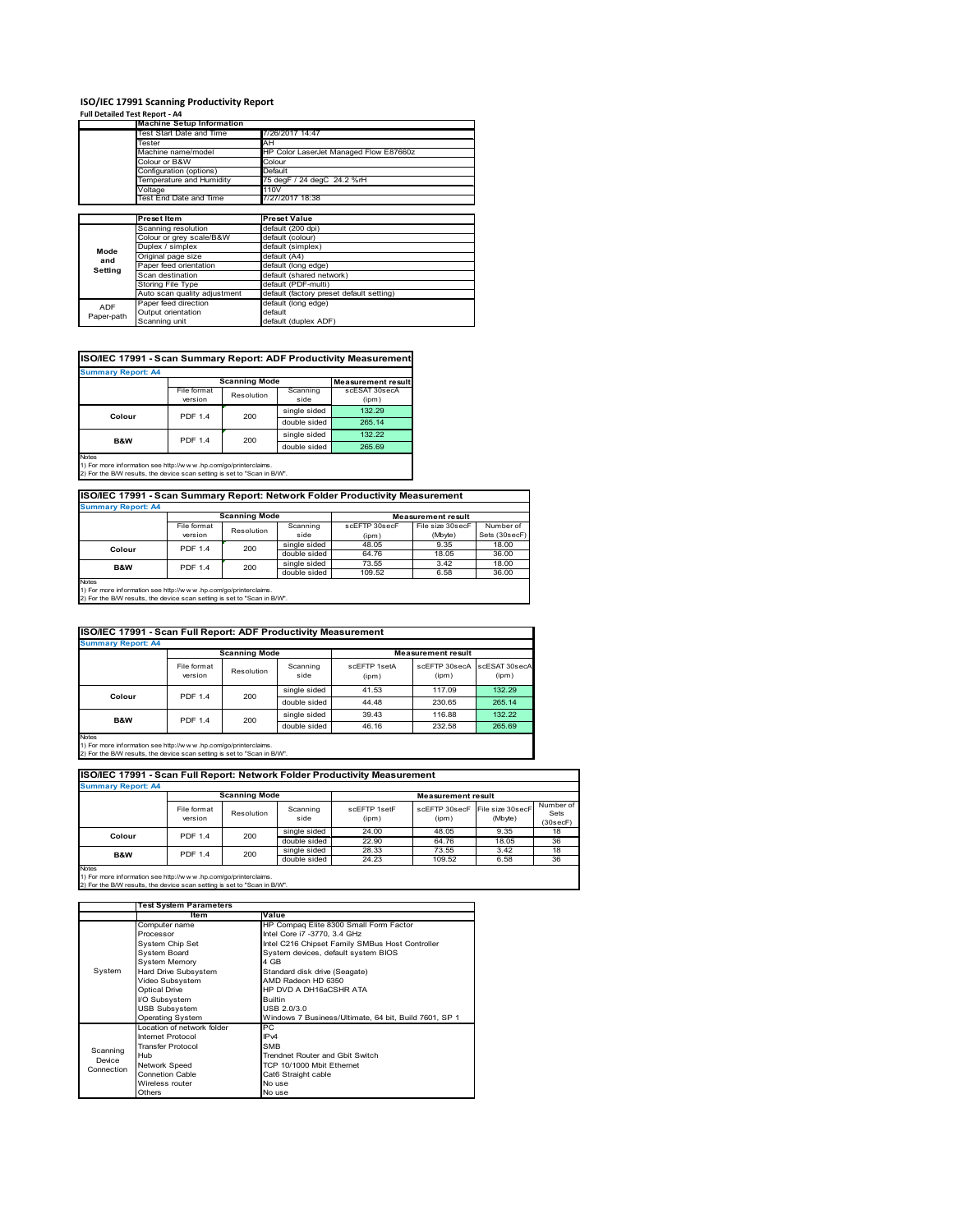# ISO/IEC 17991 Scanning Productivity Report

**Full Detailed Test Report - A4**

| | Machine Setup Information | |
|---|---|---|
| | Test Start Date and Time | 7/26/2017 14:47 |
| | Tester | AH |
| | Machine name/model | HP Color LaserJet Managed Flow E87660z |
| | Colour or B&W | Colour |
| | Configuration (options) | Default |
| | Temperature and Humidity | 75 degF / 24 degC 24.2 %rH |
| | Voltage | 110V |
| | Test End Date and Time | 7/27/2017 18:38 |

| | Preset Item | Preset Value |
|---|---|---|
| Mode and Setting | Scanning resolution | default (200 dpi) |
| | Colour or grey scale/B&W | default (colour) |
| | Duplex / simplex | default (simplex) |
| | Original page size | default (A4) |
| | Paper feed orientation | default (long edge) |
| | Scan destination | default (shared network) |
| | Storing File Type | default (PDF-multi) |
| | Auto scan quality adjustment | default (factory preset default setting) |
| ADF Paper-path | Paper feed direction | default (long edge) |
| | Output orientation | default |
| | Scanning unit | default (duplex ADF) |

## ISO/IEC 17991 - Scan Summary Report: ADF Productivity Measurement

**Summary Report: A4**

| | Scanning Mode | | | Measurement result |
|---|---|---|---|---|
| | File format version | Resolution | Scanning side | scESAT 30secA (ipm) |
| Colour | PDF 1.4 | 200 | single sided | 132.29 |
| | | | double sided | 265.14 |
| B&W | PDF 1.4 | 200 | single sided | 132.22 |
| | | | double sided | 265.69 |

Notes
1) For more information see http://w w w .hp.com/go/printerclaims.
2) For the B/W results, the device scan setting is set to "Scan in B/W".

## ISO/IEC 17991 - Scan Summary Report: Network Folder Productivity Measurement

**Summary Report: A4**

| | Scanning Mode | | | Measurement result | | |
|---|---|---|---|---|---|---|
| | File format version | Resolution | Scanning side | scEFTP 30secF (ipm) | File size 30secF (Mbyte) | Number of Sets (30secF) |
| Colour | PDF 1.4 | 200 | single sided | 48.05 | 9.35 | 18.00 |
| | | | double sided | 64.76 | 18.05 | 36.00 |
| B&W | PDF 1.4 | 200 | single sided | 73.55 | 3.42 | 18.00 |
| | | | double sided | 109.52 | 6.58 | 36.00 |

Notes
1) For more information see http://w w w .hp.com/go/printerclaims.
2) For the B/W results, the device scan setting is set to "Scan in B/W".

## ISO/IEC 17991 - Scan Full Report: ADF Productivity Measurement

**Summary Report: A4**

| | Scanning Mode | | | Measurement result | | |
|---|---|---|---|---|---|---|
| | File format version | Resolution | Scanning side | scEFTP 1setA (ipm) | scEFTP 30secA (ipm) | scESAT 30secA (ipm) |
| Colour | PDF 1.4 | 200 | single sided | 41.53 | 117.09 | 132.29 |
| | | | double sided | 44.48 | 230.65 | 265.14 |
| B&W | PDF 1.4 | 200 | single sided | 39.43 | 116.88 | 132.22 |
| | | | double sided | 46.16 | 232.58 | 265.69 |

Notes
1) For more information see http://w w w .hp.com/go/printerclaims.
2) For the B/W results, the device scan setting is set to "Scan in B/W".

## ISO/IEC 17991 - Scan Full Report: Network Folder Productivity Measurement

**Summary Report: A4**

| | Scanning Mode | | | Measurement result | | | |
|---|---|---|---|---|---|---|---|
| | File format version | Resolution | Scanning side | scEFTP 1setF (ipm) | scEFTP 30secF (ipm) | File size 30secF (Mbyte) | Number of Sets (30secF) |
| Colour | PDF 1.4 | 200 | single sided | 24.00 | 48.05 | 9.35 | 18 |
| | | | double sided | 22.90 | 64.76 | 18.05 | 36 |
| B&W | PDF 1.4 | 200 | single sided | 28.33 | 73.55 | 3.42 | 18 |
| | | | double sided | 24.23 | 109.52 | 6.58 | 36 |

Notes
1) For more information see http://w w w .hp.com/go/printerclaims.
2) For the B/W results, the device scan setting is set to "Scan in B/W".

| | Test System Parameters | |
|---|---|---|
| | Item | Value |
| System | Computer name | HP Compaq Elite 8300 Small Form Factor |
| | Processor | Intel Core i7 -3770, 3.4 GHz |
| | System Chip Set | Intel C216 Chipset Family SMBus Host Controller |
| | System Board | System devices, default system BIOS |
| | System Memory | 4 GB |
| | Hard Drive Subsystem | Standard disk drive (Seagate) |
| | Video Subsystem | AMD Radeon HD 6350 |
| | Optical Drive | HP DVD A DH16aCSHR ATA |
| | I/O Subsystem | Builtin |
| | USB Subsystem | USB 2.0/3.0 |
| | Operating System | Windows 7 Business/Ultimate, 64 bit, Build 7601, SP 1 |
| Scanning Device Connection | Location of network folder | PC |
| | Internet Protocol | IPv4 |
| | Transfer Protocol | SMB |
| | Hub | Trendnet Router and Gbit Switch |
| | Network Speed | TCP 10/1000 Mbit Ethernet |
| | Connetion Cable | Cat6 Straight cable |
| | Wireless router | No use |
| | Others | No use |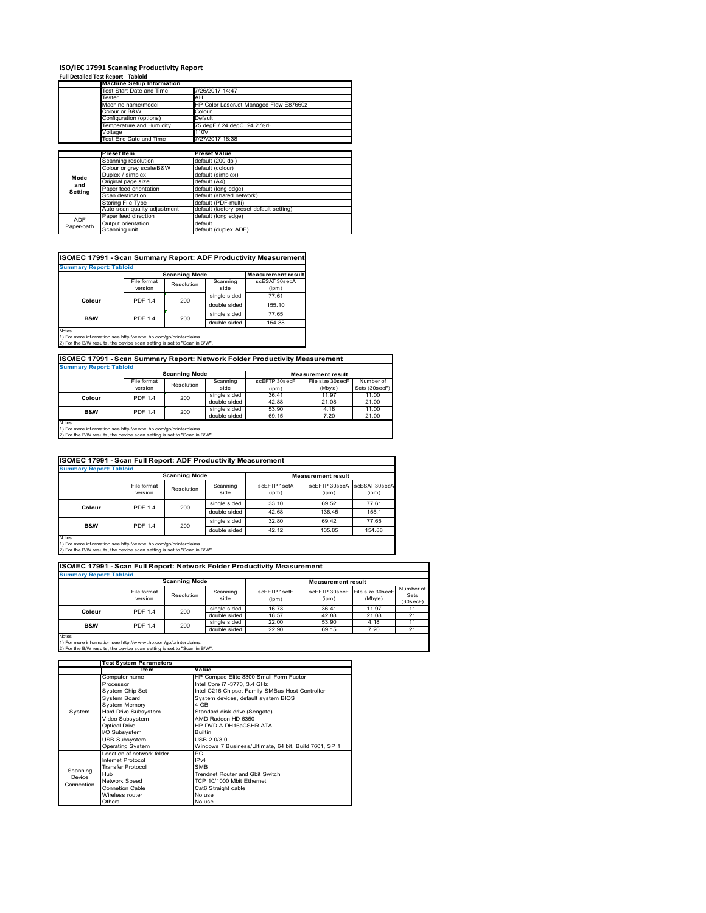# ISO/IEC 17991 Scanning Productivity Report

**Full Detailed Test Report - Tabloid**

| | Machine Setup Information | |
|---|---|---|
| | Test Start Date and Time | 7/26/2017 14:47 |
| | Tester | AH |
| | Machine name/model | HP Color LaserJet Managed Flow E87660z |
| | Colour or B&W | Colour |
| | Configuration (options) | Default |
| | Temperature and Humidity | 75 degF / 24 degC 24.2 %rH |
| | Voltage | 110V |
| | Test End Date and Time | 7/27/2017 18:38 |

| | Preset Item | Preset Value |
|---|---|---|
| Mode and Setting | Scanning resolution | default (200 dpi) |
| | Colour or grey scale/B&W | default (colour) |
| | Duplex / simplex | default (simplex) |
| | Original page size | default (A4) |
| | Paper feed orientation | default (long edge) |
| | Scan destination | default (shared network) |
| | Storing File Type | default (PDF-multi) |
| | Auto scan quality adjustment | default (factory preset default setting) |
| ADF Paper-path | Paper feed direction | default (long edge) |
| | Output orientation | default |
| | Scanning unit | default (duplex ADF) |

## ISO/IEC 17991 - Scan Summary Report: ADF Productivity Measurement

**Summary Report: Tabloid**

| | Scanning Mode | | | Measurement result |
|---|---|---|---|---|
| | File format version | Resolution | Scanning side | scESAT 30secA (ipm) |
| Colour | PDF 1.4 | 200 | single sided | 77.61 |
| | | | double sided | 155.10 |
| B&W | PDF 1.4 | 200 | single sided | 77.65 |
| | | | double sided | 154.88 |

Notes
1) For more information see http://www.hp.com/go/printerclaims.
2) For the B/W results, the device scan setting is set to "Scan in B/W".

## ISO/IEC 17991 - Scan Summary Report: Network Folder Productivity Measurement

**Summary Report: Tabloid**

| | Scanning Mode | | | Measurement result | | |
|---|---|---|---|---|---|---|
| | File format version | Resolution | Scanning side | scEFTP 30secF (ipm) | File size 30secF (Mbyte) | Number of Sets (30secF) |
| Colour | PDF 1.4 | 200 | single sided | 36.41 | 11.97 | 11.00 |
| | | | double sided | 42.88 | 21.08 | 21.00 |
| B&W | PDF 1.4 | 200 | single sided | 53.90 | 4.18 | 11.00 |
| | | | double sided | 69.15 | 7.20 | 21.00 |

Notes
1) For more information see http://www.hp.com/go/printerclaims.
2) For the B/W results, the device scan setting is set to "Scan in B/W".

## ISO/IEC 17991 - Scan Full Report: ADF Productivity Measurement

**Summary Report: Tabloid**

| | Scanning Mode | | | Measurement result | | |
|---|---|---|---|---|---|---|
| | File format version | Resolution | Scanning side | scEFTP 1setA (ipm) | scEFTP 30secA (ipm) | scESAT 30secA (ipm) |
| Colour | PDF 1.4 | 200 | single sided | 33.10 | 69.52 | 77.61 |
| | | | double sided | 42.68 | 136.45 | 155.1 |
| B&W | PDF 1.4 | 200 | single sided | 32.80 | 69.42 | 77.65 |
| | | | double sided | 42.12 | 135.85 | 154.88 |

Notes
1) For more information see http://www.hp.com/go/printerclaims.
2) For the B/W results, the device scan setting is set to "Scan in B/W".

## ISO/IEC 17991 - Scan Full Report: Network Folder Productivity Measurement

**Summary Report: Tabloid**

| | Scanning Mode | | | Measurement result | | | |
|---|---|---|---|---|---|---|---|
| | File format version | Resolution | Scanning side | scEFTP 1setF (ipm) | scEFTP 30secF (ipm) | File size 30secF (Mbyte) | Number of Sets (30secF) |
| Colour | PDF 1.4 | 200 | single sided | 16.73 | 36.41 | 11.97 | 11 |
| | | | double sided | 18.57 | 42.88 | 21.08 | 21 |
| B&W | PDF 1.4 | 200 | single sided | 22.00 | 53.90 | 4.18 | 11 |
| | | | double sided | 22.90 | 69.15 | 7.20 | 21 |

Notes
1) For more information see http://www.hp.com/go/printerclaims.
2) For the B/W results, the device scan setting is set to "Scan in B/W".

| | Test System Parameters | |
|---|---|---|
| | Item | Value |
| System | Computer name | HP Compaq Elite 8300 Small Form Factor |
| | Processor | Intel Core i7 -3770, 3.4 GHz |
| | System Chip Set | Intel C216 Chipset Family SMBus Host Controller |
| | System Board | System devices, default system BIOS |
| | System Memory | 4 GB |
| | Hard Drive Subsystem | Standard disk drive (Seagate) |
| | Video Subsystem | AMD Radeon HD 6350 |
| | Optical Drive | HP DVD A DH16aCSHR ATA |
| | I/O Subsystem | Builtin |
| | USB Subsystem | USB 2.0/3.0 |
| | Operating System | Windows 7 Business/Ultimate, 64 bit, Build 7601, SP 1 |
| Scanning Device Connection | Location of network folder | PC |
| | Internet Protocol | IPv4 |
| | Transfer Protocol | SMB |
| | Hub | Trendnet Router and Gbit Switch |
| | Network Speed | TCP 10/1000 Mbit Ethernet |
| | Connetion Cable | Cat6 Straight cable |
| | Wireless router | No use |
| | Others | No use |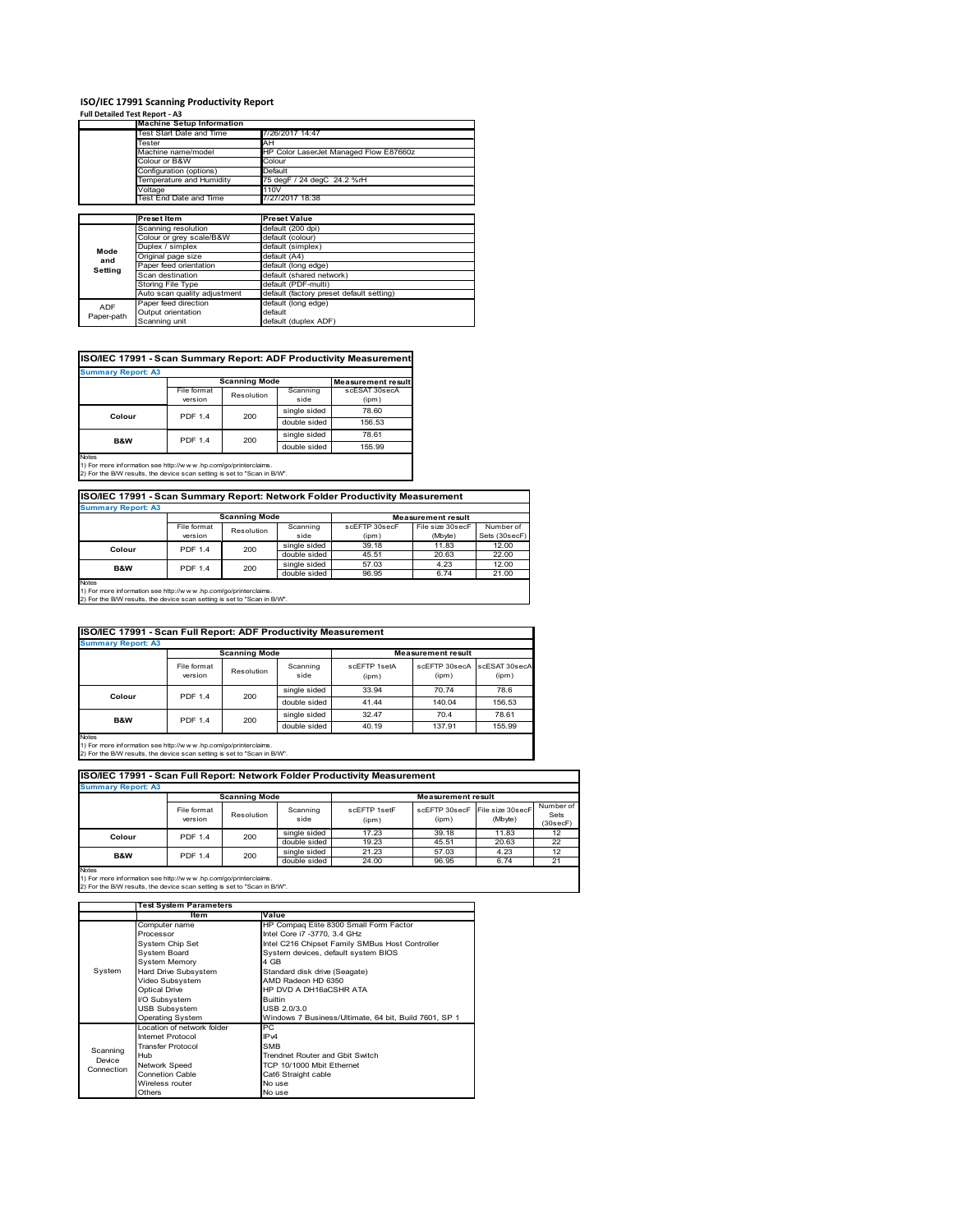# ISO/IEC 17991 Scanning Productivity Report

**Full Detailed Test Report - A3**

| | Machine Setup Information | |
|---|---|---|
| | Test Start Date and Time | 7/26/2017 14:47 |
| | Tester | AH |
| | Machine name/model | HP Color LaserJet Managed Flow E87660z |
| | Colour or B&W | Colour |
| | Configuration (options) | Default |
| | Temperature and Humidity | 75 degF / 24 degC 24.2 %rH |
| | Voltage | 110V |
| | Test End Date and Time | 7/27/2017 18:38 |

| | Preset Item | Preset Value |
|---|---|---|
| Mode and Setting | Scanning resolution | default (200 dpi) |
| | Colour or grey scale/B&W | default (colour) |
| | Duplex / simplex | default (simplex) |
| | Original page size | default (A4) |
| | Paper feed orientation | default (long edge) |
| | Scan destination | default (shared network) |
| | Storing File Type | default (PDF-multi) |
| | Auto scan quality adjustment | default (factory preset default setting) |
| ADF Paper-path | Paper feed direction | default (long edge) |
| | Output orientation | default |
| | Scanning unit | default (duplex ADF) |

## ISO/IEC 17991 - Scan Summary Report: ADF Productivity Measurement

**Summary Report: A3**

| | Scanning Mode | | | Measurement result |
|---|---|---|---|---|
| | File format version | Resolution | Scanning side | scESAT 30secA (ipm) |
| Colour | PDF 1.4 | 200 | single sided | 78.60 |
| | | | double sided | 156.53 |
| B&W | PDF 1.4 | 200 | single sided | 78.61 |
| | | | double sided | 155.99 |

Notes
1) For more information see http://w w w .hp.com/go/printerclaims.
2) For the B/W results, the device scan setting is set to "Scan in B/W".

## ISO/IEC 17991 - Scan Summary Report: Network Folder Productivity Measurement

**Summary Report: A3**

| | Scanning Mode | | | Measurement result | | |
|---|---|---|---|---|---|---|
| | File format version | Resolution | Scanning side | scEFTP 30secF (ipm) | File size 30secF (Mbyte) | Number of Sets (30secF) |
| Colour | PDF 1.4 | 200 | single sided | 39.18 | 11.83 | 12.00 |
| | | | double sided | 45.51 | 20.63 | 22.00 |
| B&W | PDF 1.4 | 200 | single sided | 57.03 | 4.23 | 12.00 |
| | | | double sided | 96.95 | 6.74 | 21.00 |

Notes
1) For more information see http://w w w .hp.com/go/printerclaims.
2) For the B/W results, the device scan setting is set to "Scan in B/W".

## ISO/IEC 17991 - Scan Full Report: ADF Productivity Measurement

**Summary Report: A3**

| | Scanning Mode | | | Measurement result | | |
|---|---|---|---|---|---|---|
| | File format version | Resolution | Scanning side | scEFTP 1setA (ipm) | scEFTP 30secA (ipm) | scESAT 30secA (ipm) |
| Colour | PDF 1.4 | 200 | single sided | 33.94 | 70.74 | 78.6 |
| | | | double sided | 41.44 | 140.04 | 156.53 |
| B&W | PDF 1.4 | 200 | single sided | 32.47 | 70.4 | 78.61 |
| | | | double sided | 40.19 | 137.91 | 155.99 |

Notes
1) For more information see http://w w w .hp.com/go/printerclaims.
2) For the B/W results, the device scan setting is set to "Scan in B/W".

## ISO/IEC 17991 - Scan Full Report: Network Folder Productivity Measurement

**Summary Report: A3**

| | Scanning Mode | | | Measurement result | | | |
|---|---|---|---|---|---|---|---|
| | File format version | Resolution | Scanning side | scEFTP 1setF (ipm) | scEFTP 30secF (ipm) | File size 30secF (Mbyte) | Number of Sets (30secF) |
| Colour | PDF 1.4 | 200 | single sided | 17.23 | 39.18 | 11.83 | 12 |
| | | | double sided | 19.23 | 45.51 | 20.63 | 22 |
| B&W | PDF 1.4 | 200 | single sided | 21.23 | 57.03 | 4.23 | 12 |
| | | | double sided | 24.00 | 96.95 | 6.74 | 21 |

Notes
1) For more information see http://w w w .hp.com/go/printerclaims.
2) For the B/W results, the device scan setting is set to "Scan in B/W".

| | Test System Parameters | |
|---|---|---|
| | Item | Value |
| System | Computer name | HP Compaq Elite 8300 Small Form Factor |
| | Processor | Intel Core i7 -3770, 3.4 GHz |
| | System Chip Set | Intel C216 Chipset Family SMBus Host Controller |
| | System Board | System devices, default system BIOS |
| | System Memory | 4 GB |
| | Hard Drive Subsystem | Standard disk drive (Seagate) |
| | Video Subsystem | AMD Radeon HD 6350 |
| | Optical Drive | HP DVD A DH16aCSHR ATA |
| | I/O Subsystem | Builtin |
| | USB Subsystem | USB 2.0/3.0 |
| | Operating System | Windows 7 Business/Ultimate, 64 bit, Build 7601, SP 1 |
| Scanning Device Connection | Location of network folder | PC |
| | Internet Protocol | IPv4 |
| | Transfer Protocol | SMB |
| | Hub | Trendnet Router and Gbit Switch |
| | Network Speed | TCP 10/1000 Mbit Ethernet |
| | Connetion Cable | Cat6 Straight cable |
| | Wireless router | No use |
| | Others | No use |